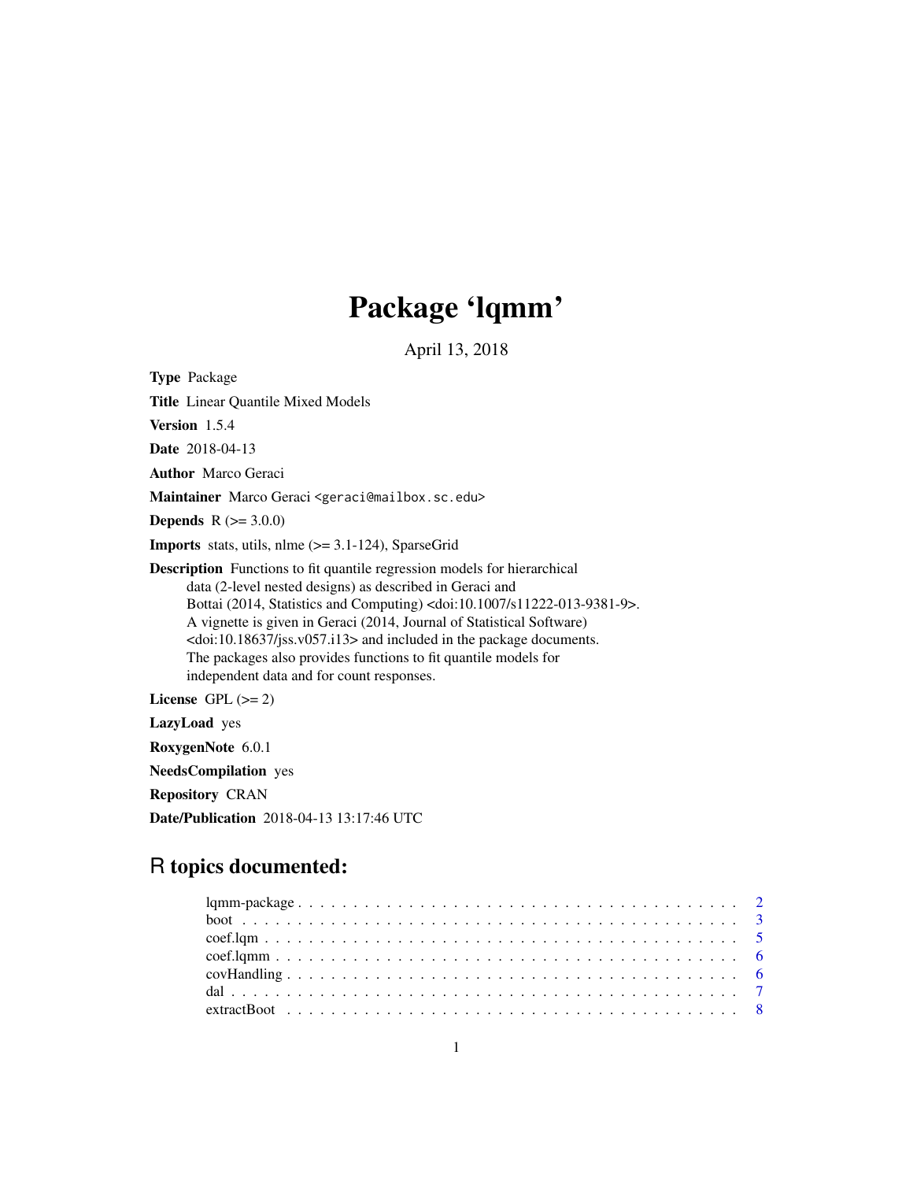# Package 'lqmm'

April 13, 2018

**Type** Package

**Title** Linear Quantile Mixed Models

**Version** 1.5.4

**Date** 2018-04-13

**Author** Marco Geraci

**Maintainer** Marco Geraci <geraci@mailbox.sc.edu>

**Depends** R (>= 3.0.0)

**Imports** stats, utils, nlme (>= 3.1-124), SparseGrid

**Description** Functions to fit quantile regression models for hierarchical data (2-level nested designs) as described in Geraci and Bottai (2014, Statistics and Computing) <doi:10.1007/s11222-013-9381-9>. A vignette is given in Geraci (2014, Journal of Statistical Software) <doi:10.18637/jss.v057.i13> and included in the package documents. The packages also provides functions to fit quantile models for independent data and for count responses.

**License** GPL (>= 2)

**LazyLoad** yes

**RoxygenNote** 6.0.1

**NeedsCompilation** yes

**Repository** CRAN

**Date/Publication** 2018-04-13 13:17:46 UTC

## R topics documented:

lqmm-package . . . . . . . . . . . . . . . . . . . . . . . . . . . . . . . . . . . . . . . 2
boot . . . . . . . . . . . . . . . . . . . . . . . . . . . . . . . . . . . . . . . . . . . . 3
coef.lqm . . . . . . . . . . . . . . . . . . . . . . . . . . . . . . . . . . . . . . . . . . 5
coef.lqmm . . . . . . . . . . . . . . . . . . . . . . . . . . . . . . . . . . . . . . . . . 6
covHandling . . . . . . . . . . . . . . . . . . . . . . . . . . . . . . . . . . . . . . . . 6
dal . . . . . . . . . . . . . . . . . . . . . . . . . . . . . . . . . . . . . . . . . . . . . 7
extractBoot . . . . . . . . . . . . . . . . . . . . . . . . . . . . . . . . . . . . . . . . 8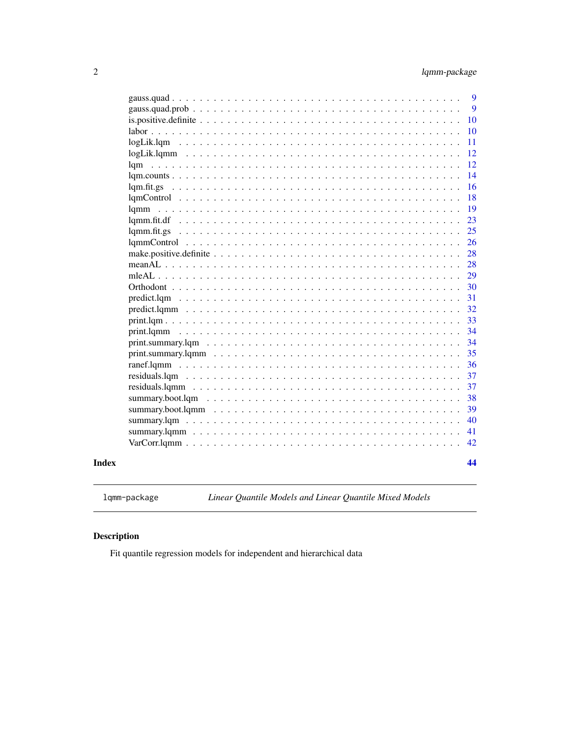gauss.quad . . . . . . . . . . . . . . . . . . . . . . . . . . . . . . . . . . . . 9
gauss.quad.prob . . . . . . . . . . . . . . . . . . . . . . . . . . . . . . . . . 9
is.positive.definite . . . . . . . . . . . . . . . . . . . . . . . . . . . . . . . 10
labor . . . . . . . . . . . . . . . . . . . . . . . . . . . . . . . . . . . . . . . 10
logLik.lqm . . . . . . . . . . . . . . . . . . . . . . . . . . . . . . . . . . . . 11
logLik.lqmm . . . . . . . . . . . . . . . . . . . . . . . . . . . . . . . . . . . 12
lqm . . . . . . . . . . . . . . . . . . . . . . . . . . . . . . . . . . . . . . . . 12
lqm.counts . . . . . . . . . . . . . . . . . . . . . . . . . . . . . . . . . . . . 14
lqm.fit.gs . . . . . . . . . . . . . . . . . . . . . . . . . . . . . . . . . . . . 16
lqmControl . . . . . . . . . . . . . . . . . . . . . . . . . . . . . . . . . . . . 18
lqmm . . . . . . . . . . . . . . . . . . . . . . . . . . . . . . . . . . . . . . . 19
lqmm.fit.df . . . . . . . . . . . . . . . . . . . . . . . . . . . . . . . . . . . 23
lqmm.fit.gs . . . . . . . . . . . . . . . . . . . . . . . . . . . . . . . . . . . 25
lqmmControl . . . . . . . . . . . . . . . . . . . . . . . . . . . . . . . . . . . 26
make.positive.definite . . . . . . . . . . . . . . . . . . . . . . . . . . . . . 28
meanAL . . . . . . . . . . . . . . . . . . . . . . . . . . . . . . . . . . . . . . 28
mleAL . . . . . . . . . . . . . . . . . . . . . . . . . . . . . . . . . . . . . . . 29
Orthodont . . . . . . . . . . . . . . . . . . . . . . . . . . . . . . . . . . . . 30
predict.lqm . . . . . . . . . . . . . . . . . . . . . . . . . . . . . . . . . . . . 31
predict.lqmm . . . . . . . . . . . . . . . . . . . . . . . . . . . . . . . . . . . 32
print.lqm . . . . . . . . . . . . . . . . . . . . . . . . . . . . . . . . . . . . . 33
print.lqmm . . . . . . . . . . . . . . . . . . . . . . . . . . . . . . . . . . . . 34
print.summary.lqm . . . . . . . . . . . . . . . . . . . . . . . . . . . . . . . . 34
print.summary.lqmm . . . . . . . . . . . . . . . . . . . . . . . . . . . . . . . 35
ranef.lqmm . . . . . . . . . . . . . . . . . . . . . . . . . . . . . . . . . . . . 36
residuals.lqm . . . . . . . . . . . . . . . . . . . . . . . . . . . . . . . . . . . 37
residuals.lqmm . . . . . . . . . . . . . . . . . . . . . . . . . . . . . . . . . . 37
summary.boot.lqm . . . . . . . . . . . . . . . . . . . . . . . . . . . . . . . . . 38
summary.boot.lqmm . . . . . . . . . . . . . . . . . . . . . . . . . . . . . . . . 39
summary.lqm . . . . . . . . . . . . . . . . . . . . . . . . . . . . . . . . . . . 40
summary.lqmm . . . . . . . . . . . . . . . . . . . . . . . . . . . . . . . . . . . 41
VarCorr.lqmm . . . . . . . . . . . . . . . . . . . . . . . . . . . . . . . . . . . 42

**Index** **44**

---

`lqmm-package` *Linear Quantile Models and Linear Quantile Mixed Models*

---

## Description

Fit quantile regression models for independent and hierarchical data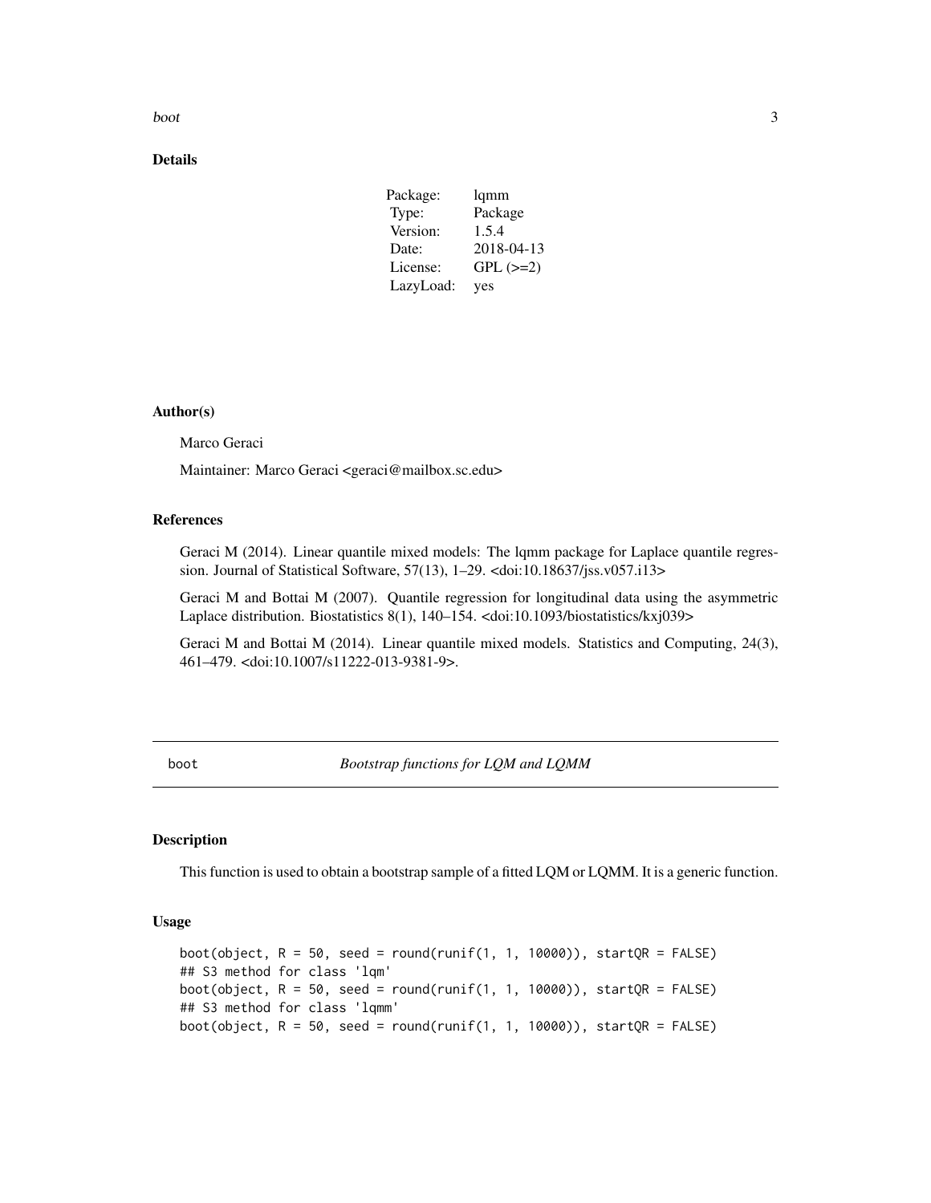## Details

| Package: | lqmm |
|---|---|
| Type: | Package |
| Version: | 1.5.4 |
| Date: | 2018-04-13 |
| License: | GPL (>=2) |
| LazyLoad: | yes |

## Author(s)

Marco Geraci

Maintainer: Marco Geraci <geraci@mailbox.sc.edu>

## References

Geraci M (2014). Linear quantile mixed models: The lqmm package for Laplace quantile regression. Journal of Statistical Software, 57(13), 1–29. <doi:10.18637/jss.v057.i13>

Geraci M and Bottai M (2007). Quantile regression for longitudinal data using the asymmetric Laplace distribution. Biostatistics 8(1), 140–154. <doi:10.1093/biostatistics/kxj039>

Geraci M and Bottai M (2014). Linear quantile mixed models. Statistics and Computing, 24(3), 461–479. <doi:10.1007/s11222-013-9381-9>.

---

# boot — *Bootstrap functions for LQM and LQMM*

## Description

This function is used to obtain a bootstrap sample of a fitted LQM or LQMM. It is a generic function.

## Usage

```
boot(object, R = 50, seed = round(runif(1, 1, 10000)), startQR = FALSE)
## S3 method for class 'lqm'
boot(object, R = 50, seed = round(runif(1, 1, 10000)), startQR = FALSE)
## S3 method for class 'lqmm'
boot(object, R = 50, seed = round(runif(1, 1, 10000)), startQR = FALSE)
```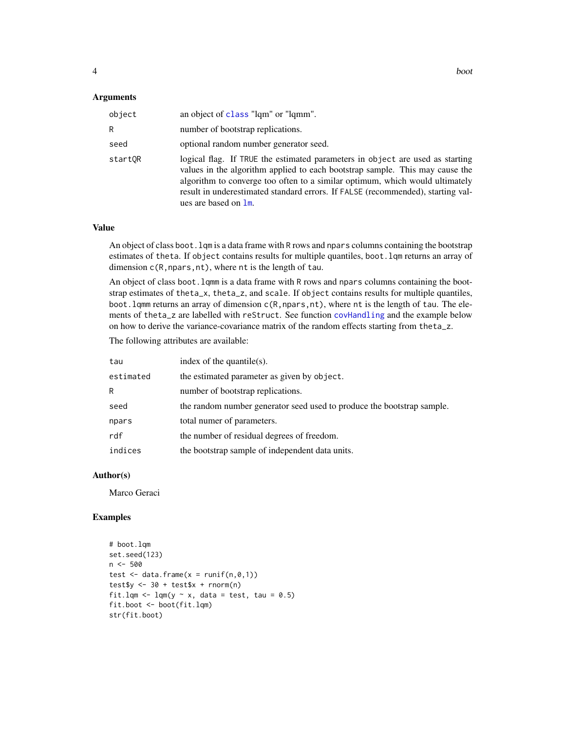### Arguments

| | |
|---|---|
| `object` | an object of class "lqm" or "lqmm". |
| `R` | number of bootstrap replications. |
| `seed` | optional random number generator seed. |
| `startQR` | logical flag. If `TRUE` the estimated parameters in `object` are used as starting values in the algorithm applied to each bootstrap sample. This may cause the algorithm to converge too often to a similar optimum, which would ultimately result in underestimated standard errors. If `FALSE` (recommended), starting values are based on `lm`. |

### Value

An object of class `boot.lqm` is a data frame with `R` rows and `npars` columns containing the bootstrap estimates of `theta`. If `object` contains results for multiple quantiles, `boot.lqm` returns an array of dimension `c(R,npars,nt)`, where `nt` is the length of `tau`.

An object of class `boot.lqmm` is a data frame with `R` rows and `npars` columns containing the bootstrap estimates of `theta_x`, `theta_z`, and `scale`. If `object` contains results for multiple quantiles, `boot.lqmm` returns an array of dimension `c(R,npars,nt)`, where `nt` is the length of `tau`. The elements of `theta_z` are labelled with `reStruct`. See function `covHandling` and the example below on how to derive the variance-covariance matrix of the random effects starting from `theta_z`.

The following attributes are available:

| | |
|---|---|
| `tau` | index of the quantile(s). |
| `estimated` | the estimated parameter as given by `object`. |
| `R` | number of bootstrap replications. |
| `seed` | the random number generator seed used to produce the bootstrap sample. |
| `npars` | total numer of parameters. |
| `rdf` | the number of residual degrees of freedom. |
| `indices` | the bootstrap sample of independent data units. |

### Author(s)

Marco Geraci

### Examples

```
# boot.lqm
set.seed(123)
n <- 500
test <- data.frame(x = runif(n,0,1))
test$y <- 30 + test$x + rnorm(n)
fit.lqm <- lqm(y ~ x, data = test, tau = 0.5)
fit.boot <- boot(fit.lqm)
str(fit.boot)
```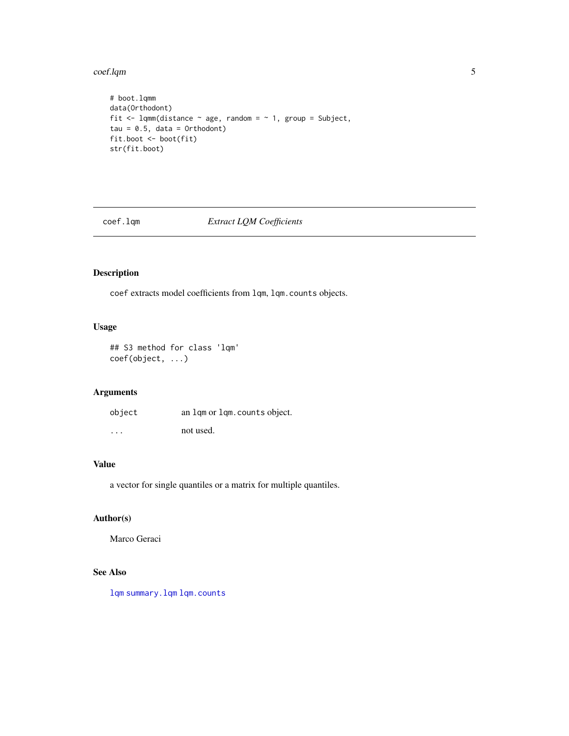```
# boot.lqmm
data(Orthodont)
fit <- lqmm(distance ~ age, random = ~ 1, group = Subject,
tau = 0.5, data = Orthodont)
fit.boot <- boot(fit)
str(fit.boot)
```

---

## coef.lqm — *Extract LQM Coefficients*

---

### Description

`coef` extracts model coefficients from `lqm`, `lqm.counts` objects.

### Usage

```
## S3 method for class 'lqm'
coef(object, ...)
```

### Arguments

| | |
|---|---|
| `object` | an `lqm` or `lqm.counts` object. |
| `...` | not used. |

### Value

a vector for single quantiles or a matrix for multiple quantiles.

### Author(s)

Marco Geraci

### See Also

`lqm` `summary.lqm` `lqm.counts`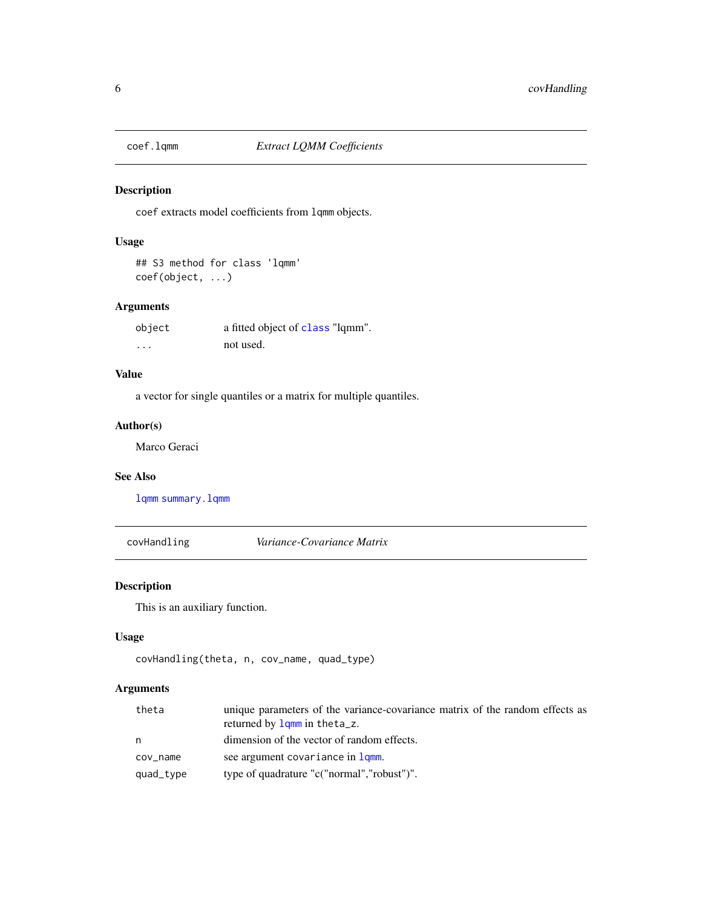## coef.lqmm — *Extract LQMM Coefficients*

### Description

coef extracts model coefficients from lqmm objects.

### Usage

```
## S3 method for class 'lqmm'
coef(object, ...)
```

### Arguments

| | |
|---|---|
| object | a fitted object of class "lqmm". |
| ... | not used. |

### Value

a vector for single quantiles or a matrix for multiple quantiles.

### Author(s)

Marco Geraci

### See Also

lqmm summary.lqmm

## covHandling — *Variance-Covariance Matrix*

### Description

This is an auxiliary function.

### Usage

```
covHandling(theta, n, cov_name, quad_type)
```

### Arguments

| | |
|---|---|
| theta | unique parameters of the variance-covariance matrix of the random effects as returned by lqmm in theta_z. |
| n | dimension of the vector of random effects. |
| cov_name | see argument covariance in lqmm. |
| quad_type | type of quadrature "c("normal","robust")". |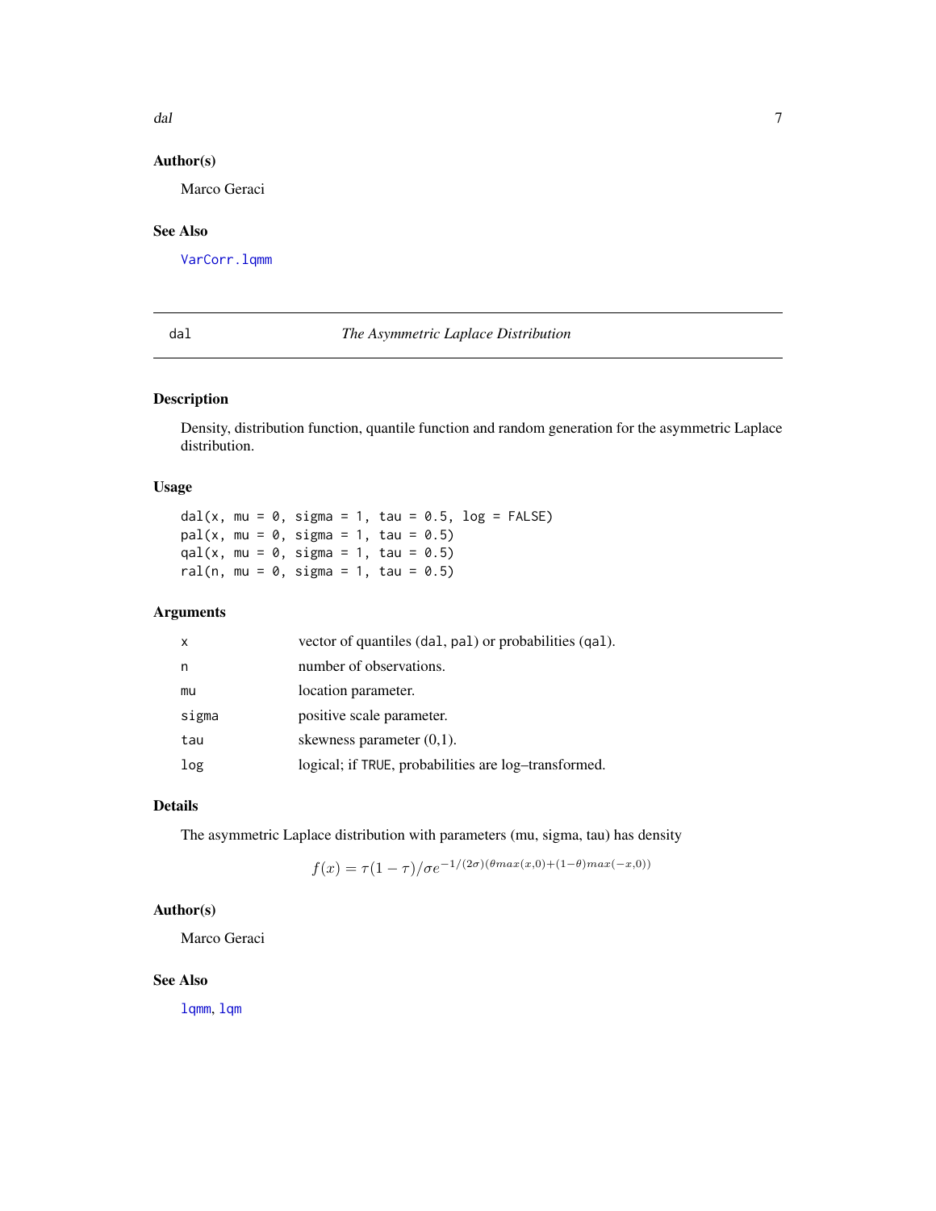### Author(s)

Marco Geraci

### See Also

VarCorr.lqmm

---

## dal — *The Asymmetric Laplace Distribution*

### Description

Density, distribution function, quantile function and random generation for the asymmetric Laplace distribution.

### Usage

```
dal(x, mu = 0, sigma = 1, tau = 0.5, log = FALSE)
pal(x, mu = 0, sigma = 1, tau = 0.5)
qal(x, mu = 0, sigma = 1, tau = 0.5)
ral(n, mu = 0, sigma = 1, tau = 0.5)
```

### Arguments

| | |
|---|---|
| x | vector of quantiles (dal, pal) or probabilities (qal). |
| n | number of observations. |
| mu | location parameter. |
| sigma | positive scale parameter. |
| tau | skewness parameter (0,1). |
| log | logical; if TRUE, probabilities are log–transformed. |

### Details

The asymmetric Laplace distribution with parameters (mu, sigma, tau) has density

$$f(x) = \tau(1-\tau)/\sigma e^{-1/(2\sigma)(\theta max(x,0)+(1-\theta)max(-x,0))}$$

### Author(s)

Marco Geraci

### See Also

lqmm, lqm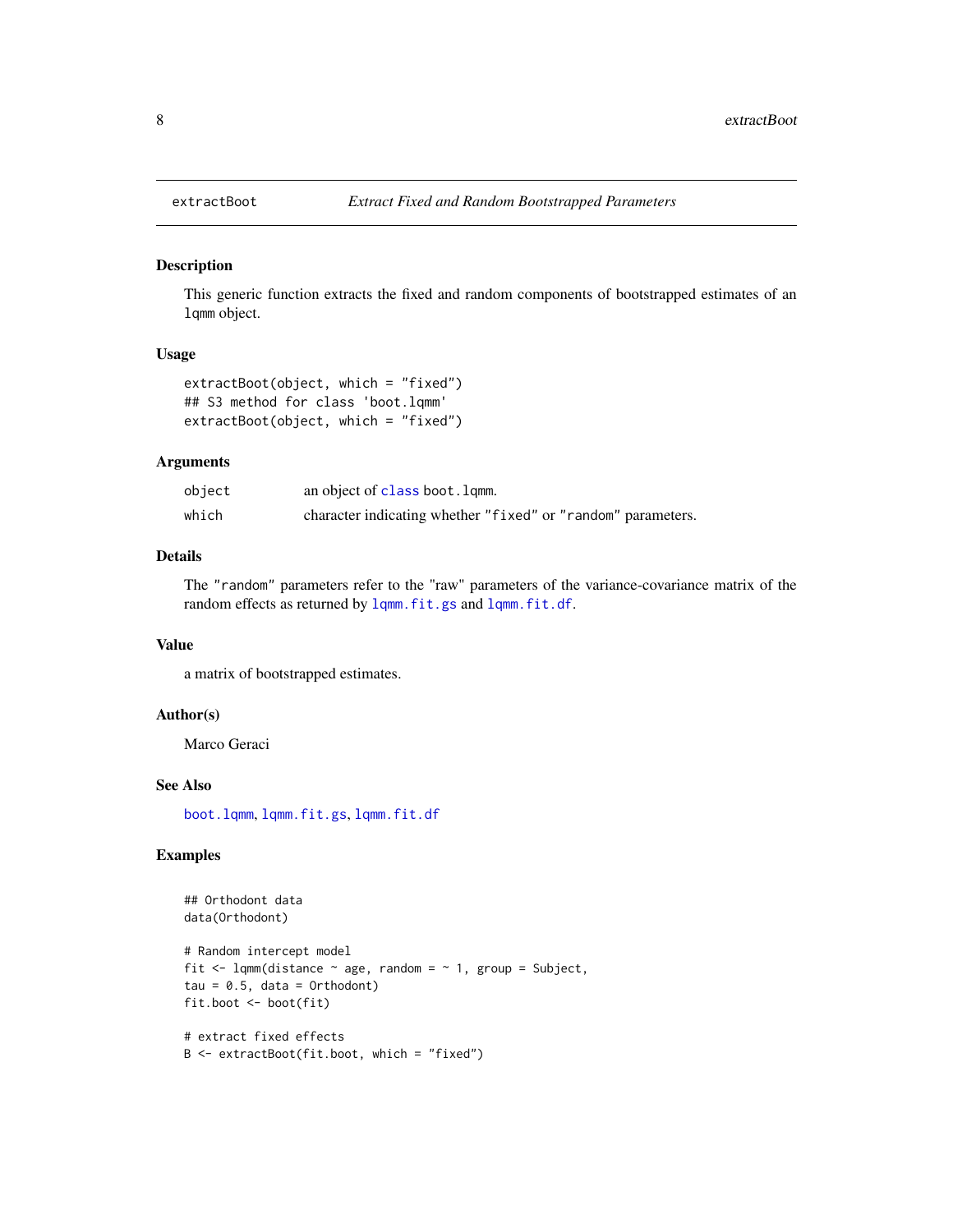## extractBoot — *Extract Fixed and Random Bootstrapped Parameters*

### Description

This generic function extracts the fixed and random components of bootstrapped estimates of an `lqmm` object.

### Usage

```
extractBoot(object, which = "fixed")
## S3 method for class 'boot.lqmm'
extractBoot(object, which = "fixed")
```

### Arguments

| | |
|---|---|
| `object` | an object of `class` `boot.lqmm`. |
| `which` | character indicating whether `"fixed"` or `"random"` parameters. |

### Details

The `"random"` parameters refer to the "raw" parameters of the variance-covariance matrix of the random effects as returned by `lqmm.fit.gs` and `lqmm.fit.df`.

### Value

a matrix of bootstrapped estimates.

### Author(s)

Marco Geraci

### See Also

`boot.lqmm`, `lqmm.fit.gs`, `lqmm.fit.df`

### Examples

```
## Orthodont data
data(Orthodont)

# Random intercept model
fit <- lqmm(distance ~ age, random = ~ 1, group = Subject,
tau = 0.5, data = Orthodont)
fit.boot <- boot(fit)

# extract fixed effects
B <- extractBoot(fit.boot, which = "fixed")
```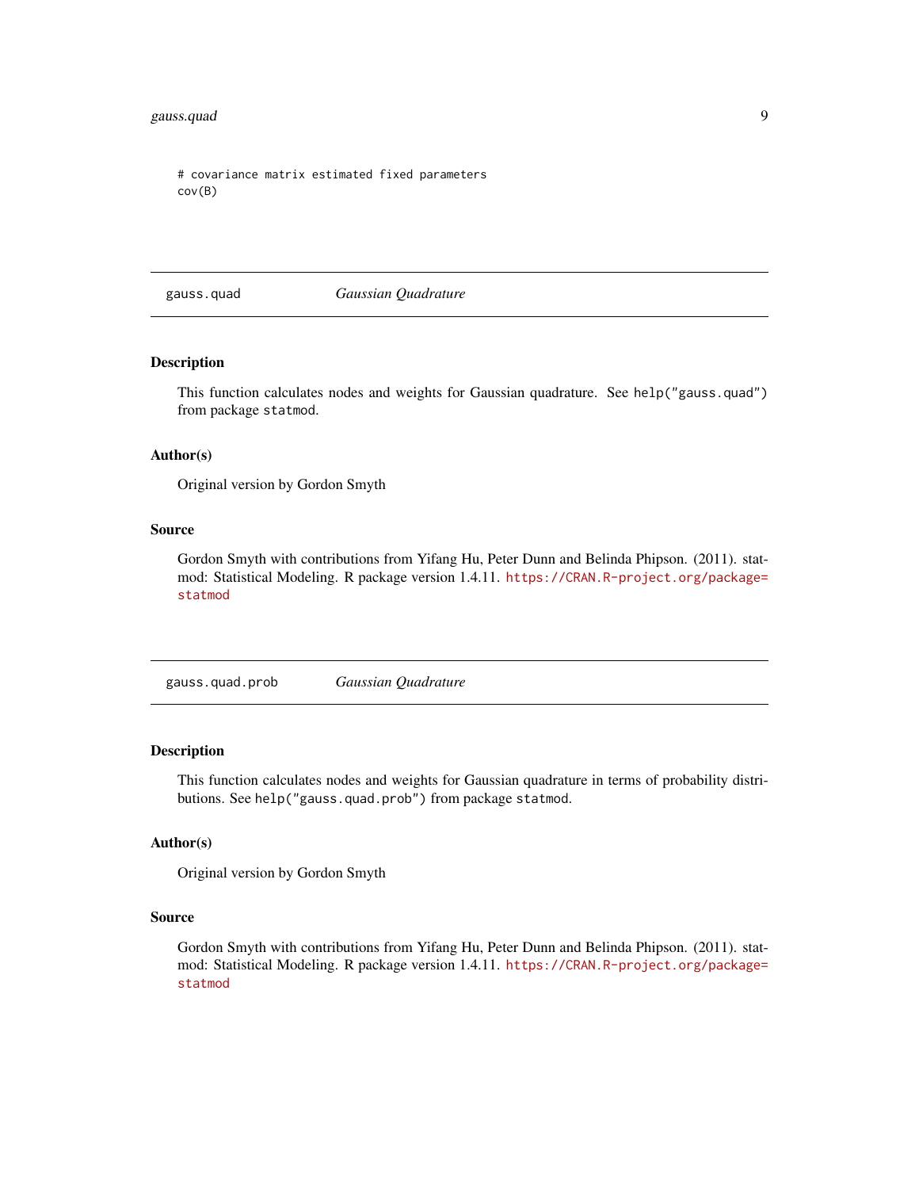```
# covariance matrix estimated fixed parameters
cov(B)
```

## gauss.quad *Gaussian Quadrature*

### Description

This function calculates nodes and weights for Gaussian quadrature. See `help("gauss.quad")` from package `statmod`.

### Author(s)

Original version by Gordon Smyth

### Source

Gordon Smyth with contributions from Yifang Hu, Peter Dunn and Belinda Phipson. (2011). statmod: Statistical Modeling. R package version 1.4.11. https://CRAN.R-project.org/package=statmod

## gauss.quad.prob *Gaussian Quadrature*

### Description

This function calculates nodes and weights for Gaussian quadrature in terms of probability distributions. See `help("gauss.quad.prob")` from package `statmod`.

### Author(s)

Original version by Gordon Smyth

### Source

Gordon Smyth with contributions from Yifang Hu, Peter Dunn and Belinda Phipson. (2011). statmod: Statistical Modeling. R package version 1.4.11. https://CRAN.R-project.org/package=statmod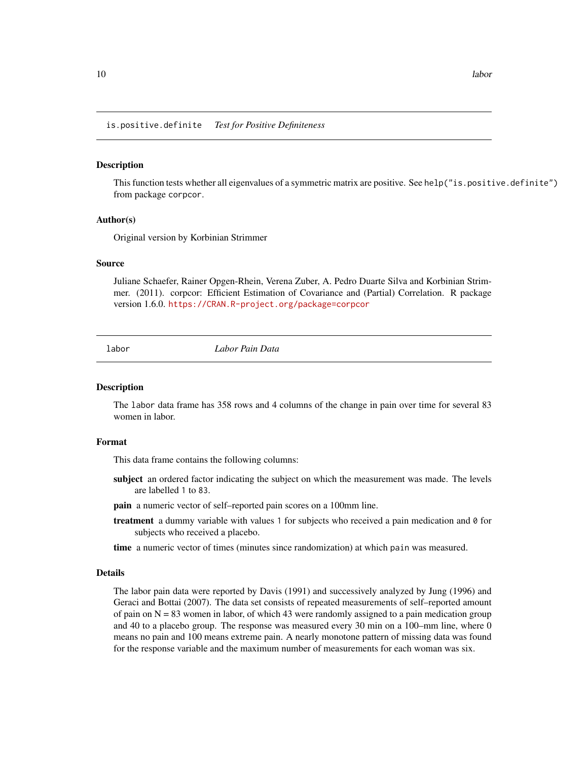## is.positive.definite *Test for Positive Definiteness*

### Description

This function tests whether all eigenvalues of a symmetric matrix are positive. See `help("is.positive.definite")` from package `corpcor`.

### Author(s)

Original version by Korbinian Strimmer

### Source

Juliane Schaefer, Rainer Opgen-Rhein, Verena Zuber, A. Pedro Duarte Silva and Korbinian Strimmer. (2011). corpcor: Efficient Estimation of Covariance and (Partial) Correlation. R package version 1.6.0. https://CRAN.R-project.org/package=corpcor

## labor *Labor Pain Data*

### Description

The `labor` data frame has 358 rows and 4 columns of the change in pain over time for several 83 women in labor.

### Format

This data frame contains the following columns:

**subject** an ordered factor indicating the subject on which the measurement was made. The levels are labelled `1` to `83`.

**pain** a numeric vector of self–reported pain scores on a 100mm line.

**treatment** a dummy variable with values `1` for subjects who received a pain medication and `0` for subjects who received a placebo.

**time** a numeric vector of times (minutes since randomization) at which `pain` was measured.

### Details

The labor pain data were reported by Davis (1991) and successively analyzed by Jung (1996) and Geraci and Bottai (2007). The data set consists of repeated measurements of self–reported amount of pain on N = 83 women in labor, of which 43 were randomly assigned to a pain medication group and 40 to a placebo group. The response was measured every 30 min on a 100–mm line, where 0 means no pain and 100 means extreme pain. A nearly monotone pattern of missing data was found for the response variable and the maximum number of measurements for each woman was six.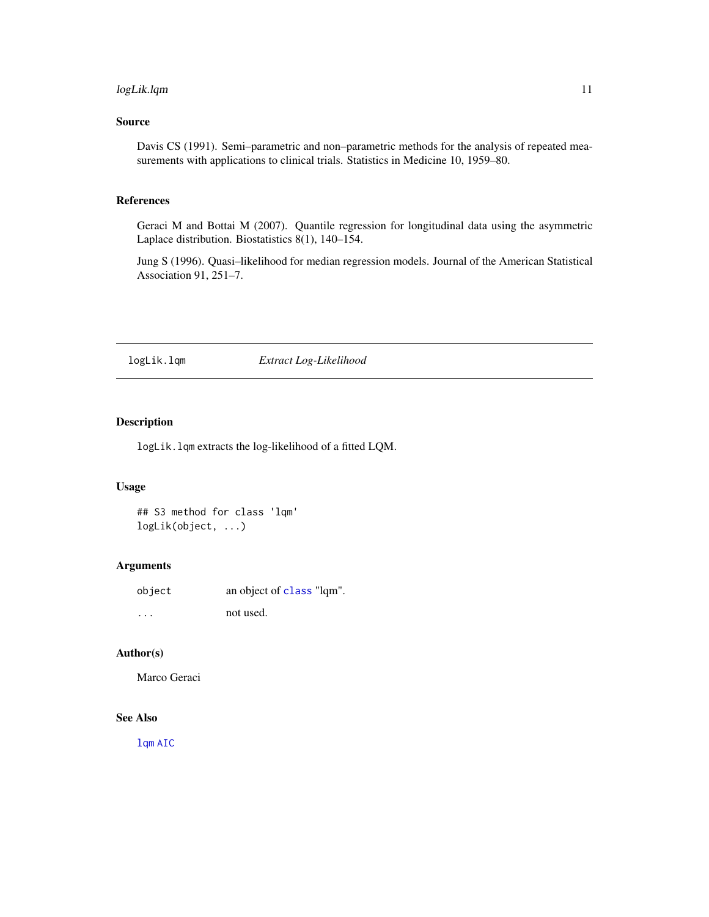### Source

Davis CS (1991). Semi–parametric and non–parametric methods for the analysis of repeated measurements with applications to clinical trials. Statistics in Medicine 10, 1959–80.

### References

Geraci M and Bottai M (2007). Quantile regression for longitudinal data using the asymmetric Laplace distribution. Biostatistics 8(1), 140–154.

Jung S (1996). Quasi–likelihood for median regression models. Journal of the American Statistical Association 91, 251–7.

---

## `logLik.lqm` *Extract Log-Likelihood*

---

### Description

`logLik.lqm` extracts the log-likelihood of a fitted LQM.

### Usage

```
## S3 method for class 'lqm'
logLik(object, ...)
```

### Arguments

| | |
|---|---|
| `object` | an object of `class` "lqm". |
| `...` | not used. |

### Author(s)

Marco Geraci

### See Also

`lqm` `AIC`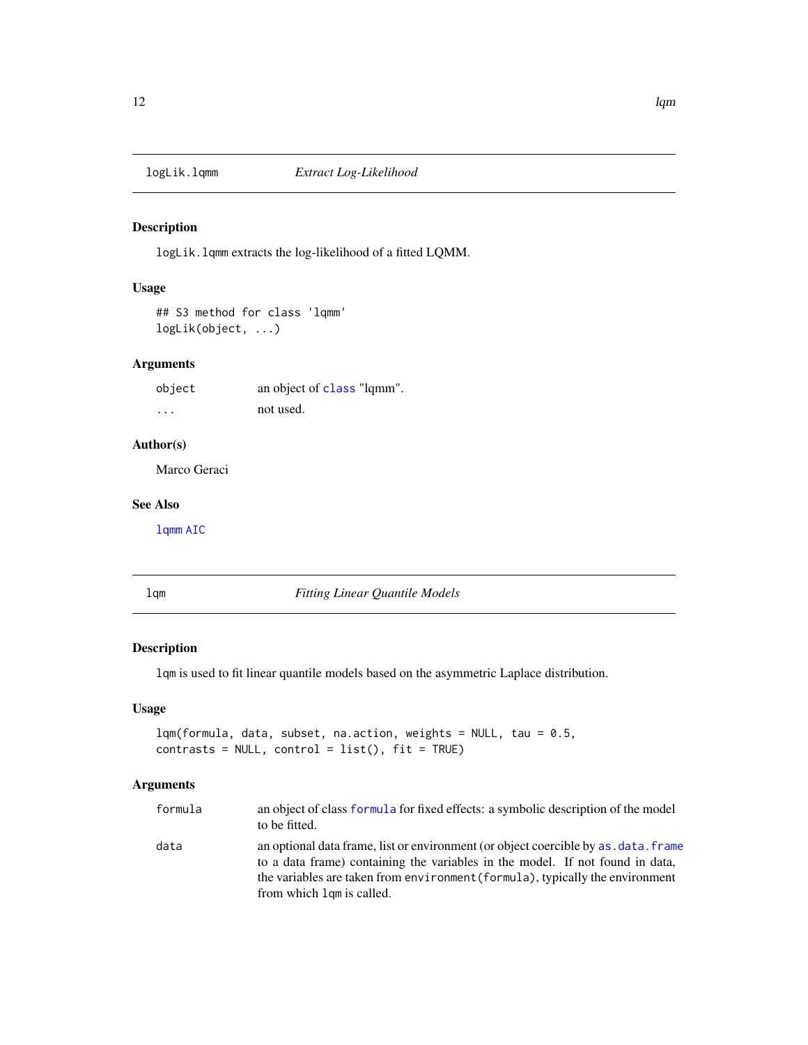## logLik.lqmm — *Extract Log-Likelihood*

### Description

`logLik.lqmm` extracts the log-likelihood of a fitted LQMM.

### Usage

```
## S3 method for class 'lqmm'
logLik(object, ...)
```

### Arguments

| | |
|---|---|
| `object` | an object of `class` "lqmm". |
| `...` | not used. |

### Author(s)

Marco Geraci

### See Also

`lqmm` `AIC`

## lqm — *Fitting Linear Quantile Models*

### Description

`lqm` is used to fit linear quantile models based on the asymmetric Laplace distribution.

### Usage

```
lqm(formula, data, subset, na.action, weights = NULL, tau = 0.5,
contrasts = NULL, control = list(), fit = TRUE)
```

### Arguments

| | |
|---|---|
| `formula` | an object of class `formula` for fixed effects: a symbolic description of the model to be fitted. |
| `data` | an optional data frame, list or environment (or object coercible by `as.data.frame` to a data frame) containing the variables in the model. If not found in data, the variables are taken from `environment(formula)`, typically the environment from which `lqm` is called. |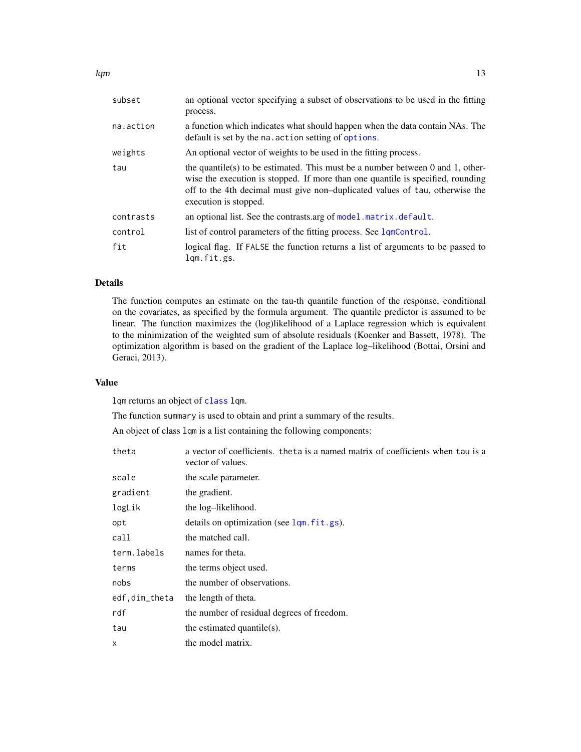| | |
|---|---|
| `subset` | an optional vector specifying a subset of observations to be used in the fitting process. |
| `na.action` | a function which indicates what should happen when the data contain NAs. The default is set by the `na.action` setting of `options`. |
| `weights` | An optional vector of weights to be used in the fitting process. |
| `tau` | the quantile(s) to be estimated. This must be a number between 0 and 1, otherwise the execution is stopped. If more than one quantile is specified, rounding off to the 4th decimal must give non–duplicated values of `tau`, otherwise the execution is stopped. |
| `contrasts` | an optional list. See the contrasts.arg of `model.matrix.default`. |
| `control` | list of control parameters of the fitting process. See `lqmControl`. |
| `fit` | logical flag. If `FALSE` the function returns a list of arguments to be passed to `lqm.fit.gs`. |

## Details

The function computes an estimate on the tau-th quantile function of the response, conditional on the covariates, as specified by the formula argument. The quantile predictor is assumed to be linear. The function maximizes the (log)likelihood of a Laplace regression which is equivalent to the minimization of the weighted sum of absolute residuals (Koenker and Bassett, 1978). The optimization algorithm is based on the gradient of the Laplace log–likelihood (Bottai, Orsini and Geraci, 2013).

## Value

`lqm` returns an object of `class` `lqm`.

The function `summary` is used to obtain and print a summary of the results.

An object of class `lqm` is a list containing the following components:

| | |
|---|---|
| `theta` | a vector of coefficients. `theta` is a named matrix of coefficients when `tau` is a vector of values. |
| `scale` | the scale parameter. |
| `gradient` | the gradient. |
| `logLik` | the log–likelihood. |
| `opt` | details on optimization (see `lqm.fit.gs`). |
| `call` | the matched call. |
| `term.labels` | names for theta. |
| `terms` | the terms object used. |
| `nobs` | the number of observations. |
| `edf,dim_theta` | the length of theta. |
| `rdf` | the number of residual degrees of freedom. |
| `tau` | the estimated quantile(s). |
| `x` | the model matrix. |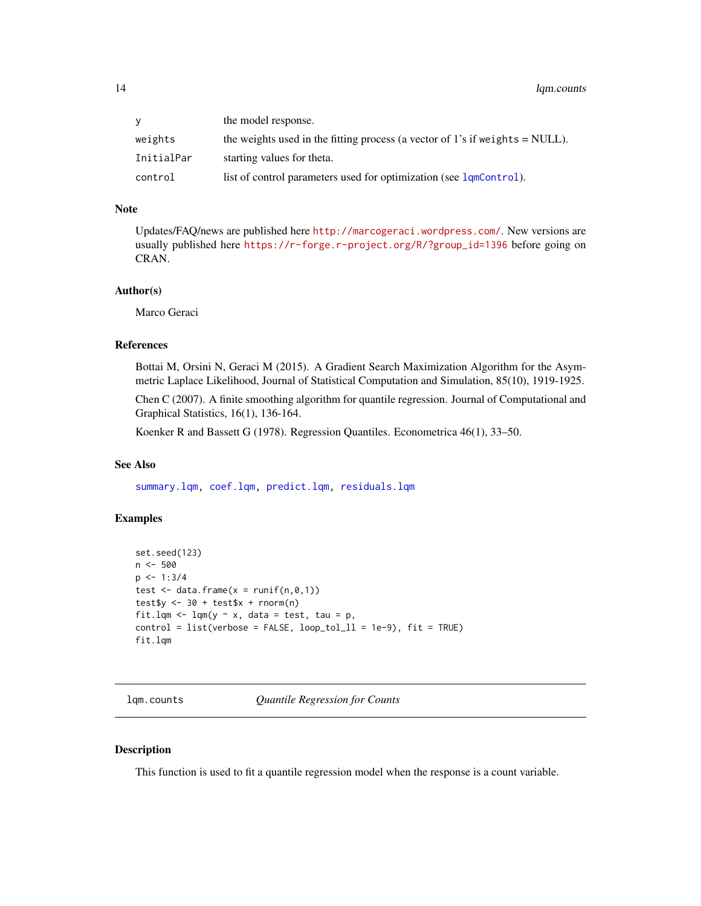| | |
|---|---|
| y | the model response. |
| weights | the weights used in the fitting process (a vector of 1's if weights = NULL). |
| InitialPar | starting values for theta. |
| control | list of control parameters used for optimization (see lqmControl). |

### Note

Updates/FAQ/news are published here http://marcogeraci.wordpress.com/. New versions are usually published here https://r-forge.r-project.org/R/?group_id=1396 before going on CRAN.

### Author(s)

Marco Geraci

### References

Bottai M, Orsini N, Geraci M (2015). A Gradient Search Maximization Algorithm for the Asymmetric Laplace Likelihood, Journal of Statistical Computation and Simulation, 85(10), 1919-1925.

Chen C (2007). A finite smoothing algorithm for quantile regression. Journal of Computational and Graphical Statistics, 16(1), 136-164.

Koenker R and Bassett G (1978). Regression Quantiles. Econometrica 46(1), 33–50.

### See Also

summary.lqm, coef.lqm, predict.lqm, residuals.lqm

### Examples

```
set.seed(123)
n <- 500
p <- 1:3/4
test <- data.frame(x = runif(n,0,1))
test$y <- 30 + test$x + rnorm(n)
fit.lqm <- lqm(y ~ x, data = test, tau = p,
control = list(verbose = FALSE, loop_tol_ll = 1e-9), fit = TRUE)
fit.lqm
```

## lqm.counts *Quantile Regression for Counts*

### Description

This function is used to fit a quantile regression model when the response is a count variable.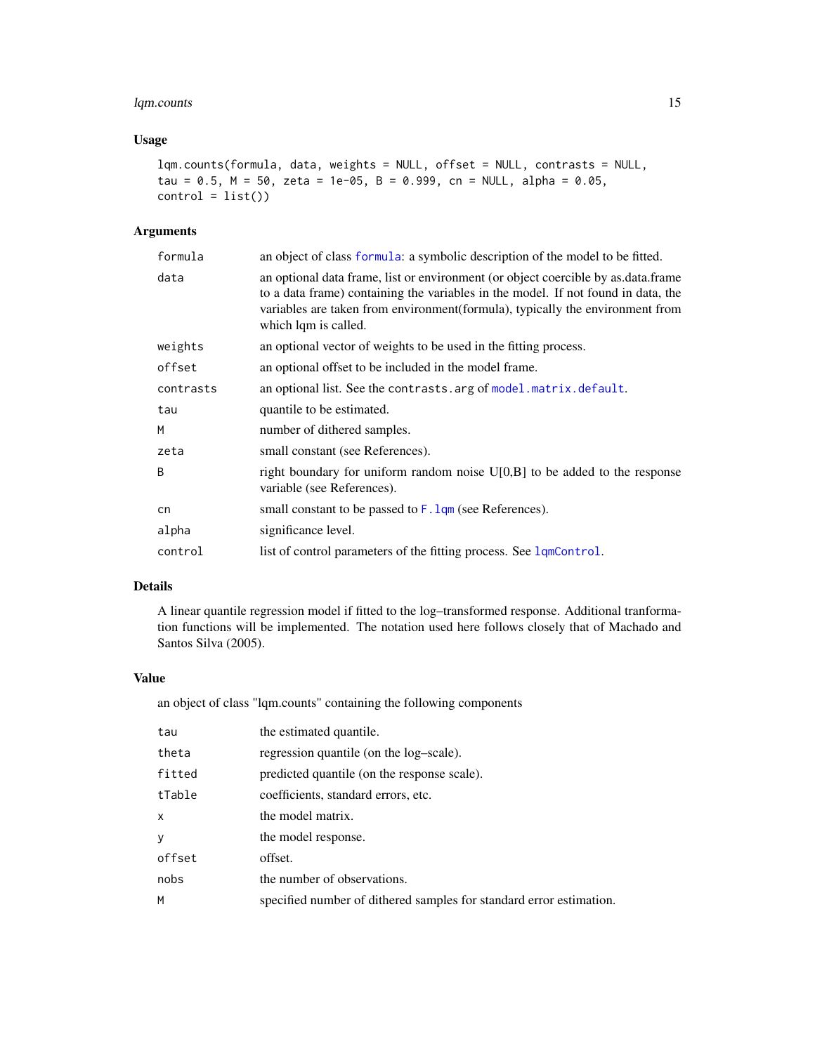## Usage

```
lqm.counts(formula, data, weights = NULL, offset = NULL, contrasts = NULL,
tau = 0.5, M = 50, zeta = 1e-05, B = 0.999, cn = NULL, alpha = 0.05,
control = list())
```

## Arguments

| Argument | Description |
|---|---|
| `formula` | an object of class `formula`: a symbolic description of the model to be fitted. |
| `data` | an optional data frame, list or environment (or object coercible by as.data.frame to a data frame) containing the variables in the model. If not found in data, the variables are taken from environment(formula), typically the environment from which lqm is called. |
| `weights` | an optional vector of weights to be used in the fitting process. |
| `offset` | an optional offset to be included in the model frame. |
| `contrasts` | an optional list. See the `contrasts.arg` of `model.matrix.default`. |
| `tau` | quantile to be estimated. |
| `M` | number of dithered samples. |
| `zeta` | small constant (see References). |
| `B` | right boundary for uniform random noise U[0,B] to be added to the response variable (see References). |
| `cn` | small constant to be passed to `F.lqm` (see References). |
| `alpha` | significance level. |
| `control` | list of control parameters of the fitting process. See `lqmControl`. |

## Details

A linear quantile regression model if fitted to the log–transformed response. Additional tranformation functions will be implemented. The notation used here follows closely that of Machado and Santos Silva (2005).

## Value

an object of class "lqm.counts" containing the following components

| Component | Description |
|---|---|
| `tau` | the estimated quantile. |
| `theta` | regression quantile (on the log–scale). |
| `fitted` | predicted quantile (on the response scale). |
| `tTable` | coefficients, standard errors, etc. |
| `x` | the model matrix. |
| `y` | the model response. |
| `offset` | offset. |
| `nobs` | the number of observations. |
| `M` | specified number of dithered samples for standard error estimation. |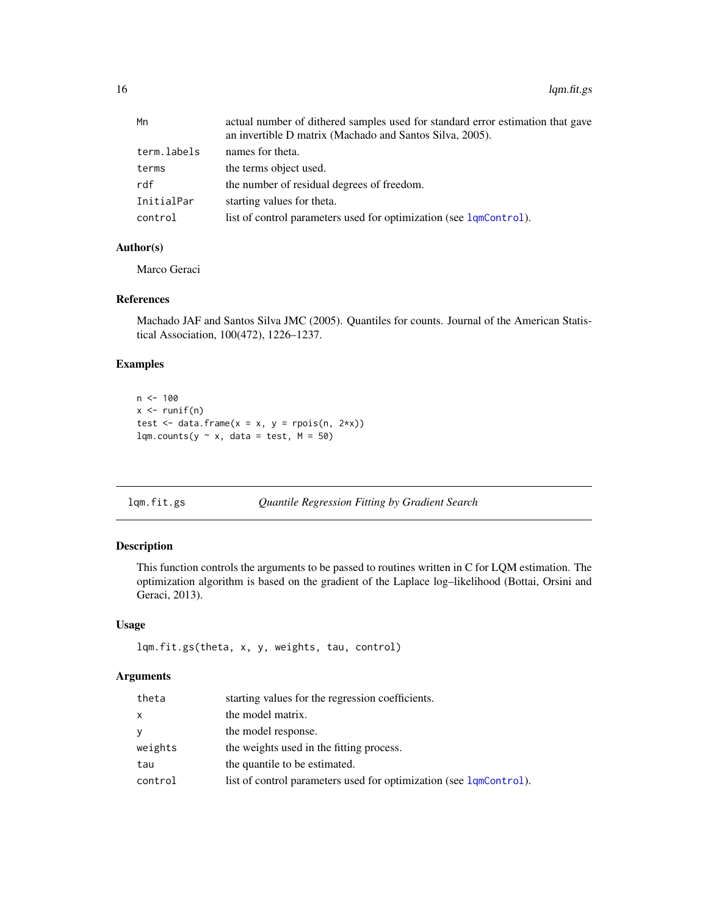| | |
|---|---|
| Mn | actual number of dithered samples used for standard error estimation that gave an invertible D matrix (Machado and Santos Silva, 2005). |
| term.labels | names for theta. |
| terms | the terms object used. |
| rdf | the number of residual degrees of freedom. |
| InitialPar | starting values for theta. |
| control | list of control parameters used for optimization (see lqmControl). |

### Author(s)

Marco Geraci

### References

Machado JAF and Santos Silva JMC (2005). Quantiles for counts. Journal of the American Statistical Association, 100(472), 1226–1237.

### Examples

```
n <- 100
x <- runif(n)
test <- data.frame(x = x, y = rpois(n, 2*x))
lqm.counts(y ~ x, data = test, M = 50)
```

---

## lqm.fit.gs — *Quantile Regression Fitting by Gradient Search*

---

### Description

This function controls the arguments to be passed to routines written in C for LQM estimation. The optimization algorithm is based on the gradient of the Laplace log–likelihood (Bottai, Orsini and Geraci, 2013).

### Usage

```
lqm.fit.gs(theta, x, y, weights, tau, control)
```

### Arguments

| | |
|---|---|
| theta | starting values for the regression coefficients. |
| x | the model matrix. |
| y | the model response. |
| weights | the weights used in the fitting process. |
| tau | the quantile to be estimated. |
| control | list of control parameters used for optimization (see lqmControl). |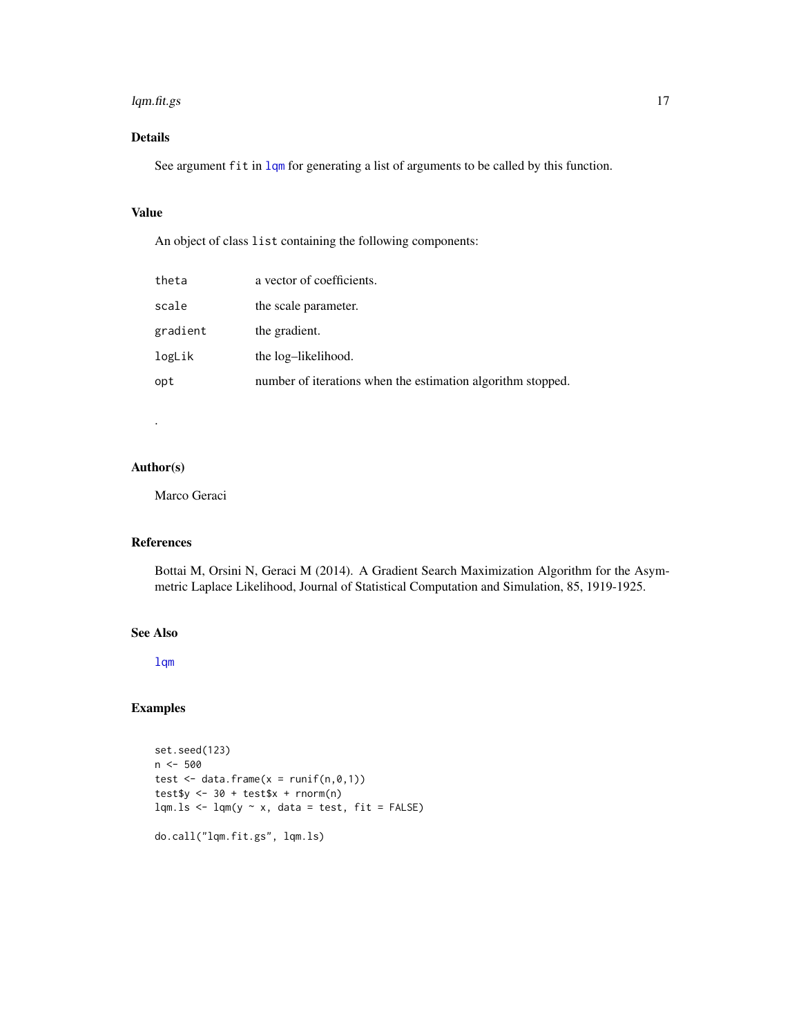## Details

See argument `fit` in `lqm` for generating a list of arguments to be called by this function.

## Value

An object of class `list` containing the following components:

| | |
|---|---|
| `theta` | a vector of coefficients. |
| `scale` | the scale parameter. |
| `gradient` | the gradient. |
| `logLik` | the log–likelihood. |
| `opt` | number of iterations when the estimation algorithm stopped. |

.

## Author(s)

Marco Geraci

## References

Bottai M, Orsini N, Geraci M (2014). A Gradient Search Maximization Algorithm for the Asymmetric Laplace Likelihood, Journal of Statistical Computation and Simulation, 85, 1919-1925.

## See Also

`lqm`

## Examples

```
set.seed(123)
n <- 500
test <- data.frame(x = runif(n,0,1))
test$y <- 30 + test$x + rnorm(n)
lqm.ls <- lqm(y ~ x, data = test, fit = FALSE)

do.call("lqm.fit.gs", lqm.ls)
```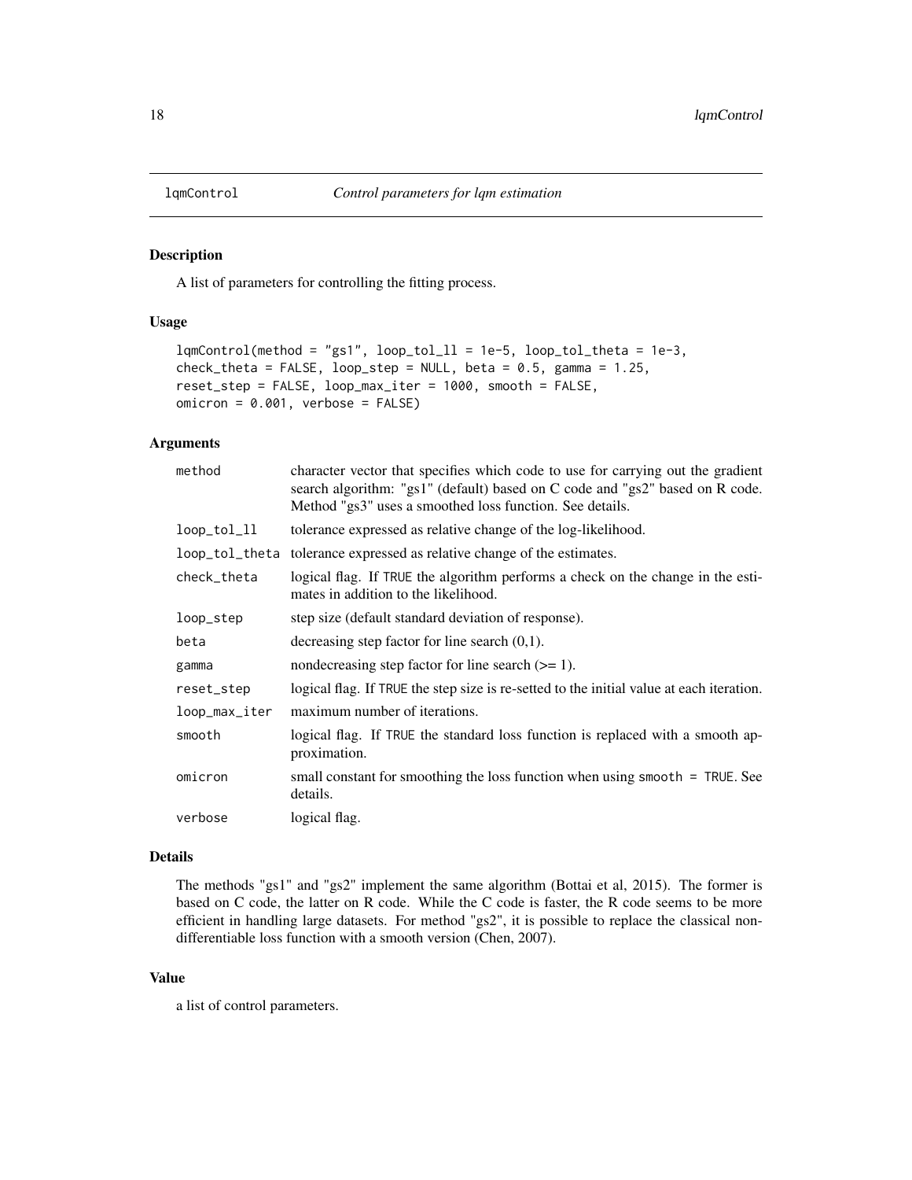lqmControl    *Control parameters for lqm estimation*

## Description

A list of parameters for controlling the fitting process.

## Usage

```
lqmControl(method = "gs1", loop_tol_ll = 1e-5, loop_tol_theta = 1e-3,
check_theta = FALSE, loop_step = NULL, beta = 0.5, gamma = 1.25,
reset_step = FALSE, loop_max_iter = 1000, smooth = FALSE,
omicron = 0.001, verbose = FALSE)
```

## Arguments

| | |
|---|---|
| `method` | character vector that specifies which code to use for carrying out the gradient search algorithm: "gs1" (default) based on C code and "gs2" based on R code. Method "gs3" uses a smoothed loss function. See details. |
| `loop_tol_ll` | tolerance expressed as relative change of the log-likelihood. |
| `loop_tol_theta` | tolerance expressed as relative change of the estimates. |
| `check_theta` | logical flag. If `TRUE` the algorithm performs a check on the change in the estimates in addition to the likelihood. |
| `loop_step` | step size (default standard deviation of response). |
| `beta` | decreasing step factor for line search (0,1). |
| `gamma` | nondecreasing step factor for line search (>= 1). |
| `reset_step` | logical flag. If `TRUE` the step size is re-setted to the initial value at each iteration. |
| `loop_max_iter` | maximum number of iterations. |
| `smooth` | logical flag. If `TRUE` the standard loss function is replaced with a smooth approximation. |
| `omicron` | small constant for smoothing the loss function when using `smooth = TRUE`. See details. |
| `verbose` | logical flag. |

## Details

The methods "gs1" and "gs2" implement the same algorithm (Bottai et al, 2015). The former is based on C code, the latter on R code. While the C code is faster, the R code seems to be more efficient in handling large datasets. For method "gs2", it is possible to replace the classical non-differentiable loss function with a smooth version (Chen, 2007).

## Value

a list of control parameters.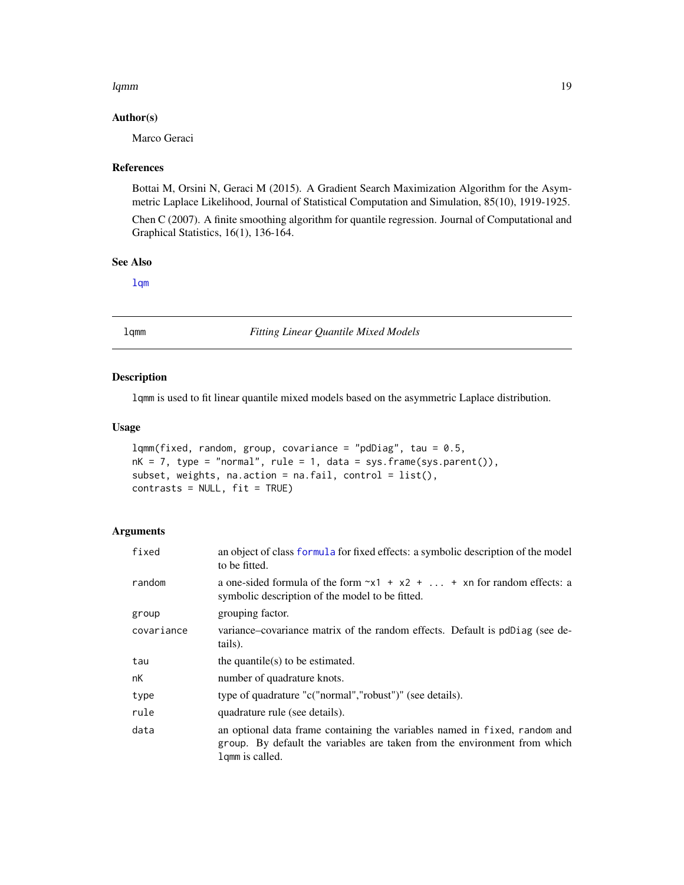### Author(s)

Marco Geraci

### References

Bottai M, Orsini N, Geraci M (2015). A Gradient Search Maximization Algorithm for the Asymmetric Laplace Likelihood, Journal of Statistical Computation and Simulation, 85(10), 1919-1925.

Chen C (2007). A finite smoothing algorithm for quantile regression. Journal of Computational and Graphical Statistics, 16(1), 136-164.

### See Also

`lqm`

---

## lqmm — *Fitting Linear Quantile Mixed Models*

### Description

`lqmm` is used to fit linear quantile mixed models based on the asymmetric Laplace distribution.

### Usage

```
lqmm(fixed, random, group, covariance = "pdDiag", tau = 0.5,
nK = 7, type = "normal", rule = 1, data = sys.frame(sys.parent()),
subset, weights, na.action = na.fail, control = list(),
contrasts = NULL, fit = TRUE)
```

### Arguments

| | |
|---|---|
| `fixed` | an object of class `formula` for fixed effects: a symbolic description of the model to be fitted. |
| `random` | a one-sided formula of the form `~x1 + x2 + ... + xn` for random effects: a symbolic description of the model to be fitted. |
| `group` | grouping factor. |
| `covariance` | variance–covariance matrix of the random effects. Default is `pdDiag` (see details). |
| `tau` | the quantile(s) to be estimated. |
| `nK` | number of quadrature knots. |
| `type` | type of quadrature "c("normal","robust")" (see details). |
| `rule` | quadrature rule (see details). |
| `data` | an optional data frame containing the variables named in `fixed`, `random` and `group`. By default the variables are taken from the environment from which `lqmm` is called. |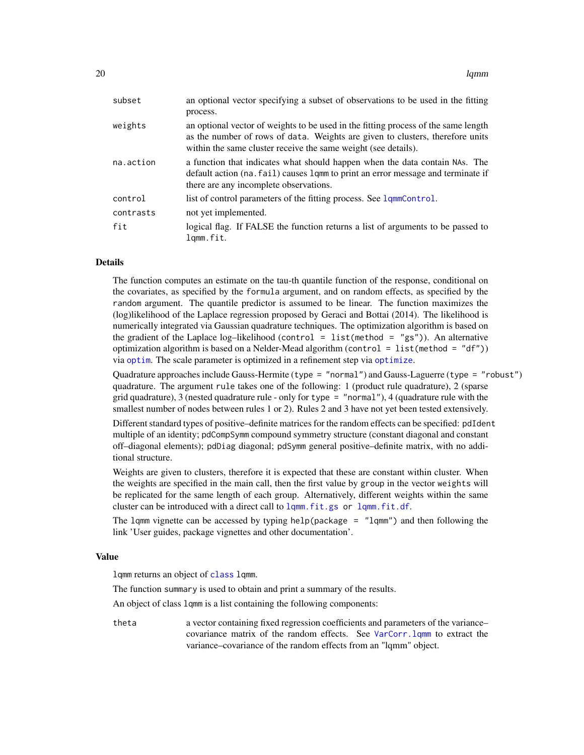| | |
|---|---|
| subset | an optional vector specifying a subset of observations to be used in the fitting process. |
| weights | an optional vector of weights to be used in the fitting process of the same length as the number of rows of data. Weights are given to clusters, therefore units within the same cluster receive the same weight (see details). |
| na.action | a function that indicates what should happen when the data contain NAs. The default action (na.fail) causes lqmm to print an error message and terminate if there are any incomplete observations. |
| control | list of control parameters of the fitting process. See lqmmControl. |
| contrasts | not yet implemented. |
| fit | logical flag. If FALSE the function returns a list of arguments to be passed to lqmm.fit. |

## Details

The function computes an estimate on the tau-th quantile function of the response, conditional on the covariates, as specified by the formula argument, and on random effects, as specified by the random argument. The quantile predictor is assumed to be linear. The function maximizes the (log)likelihood of the Laplace regression proposed by Geraci and Bottai (2014). The likelihood is numerically integrated via Gaussian quadrature techniques. The optimization algorithm is based on the gradient of the Laplace log–likelihood (control = list(method = "gs")). An alternative optimization algorithm is based on a Nelder-Mead algorithm (control = list(method = "df")) via optim. The scale parameter is optimized in a refinement step via optimize.

Quadrature approaches include Gauss-Hermite (type = "normal") and Gauss-Laguerre (type = "robust") quadrature. The argument rule takes one of the following: 1 (product rule quadrature), 2 (sparse grid quadrature), 3 (nested quadrature rule - only for type = "normal"), 4 (quadrature rule with the smallest number of nodes between rules 1 or 2). Rules 2 and 3 have not yet been tested extensively.

Different standard types of positive–definite matrices for the random effects can be specified: pdIdent multiple of an identity; pdCompSymm compound symmetry structure (constant diagonal and constant off–diagonal elements); pdDiag diagonal; pdSymm general positive–definite matrix, with no additional structure.

Weights are given to clusters, therefore it is expected that these are constant within cluster. When the weights are specified in the main call, then the first value by group in the vector weights will be replicated for the same length of each group. Alternatively, different weights within the same cluster can be introduced with a direct call to lqmm.fit.gs or lqmm.fit.df.

The lqmm vignette can be accessed by typing help(package = "lqmm") and then following the link 'User guides, package vignettes and other documentation'.

## Value

lqmm returns an object of class lqmm.

The function summary is used to obtain and print a summary of the results.

An object of class lqmm is a list containing the following components:

| | |
|---|---|
| theta | a vector containing fixed regression coefficients and parameters of the variance–covariance matrix of the random effects. See VarCorr.lqmm to extract the variance–covariance of the random effects from an "lqmm" object. |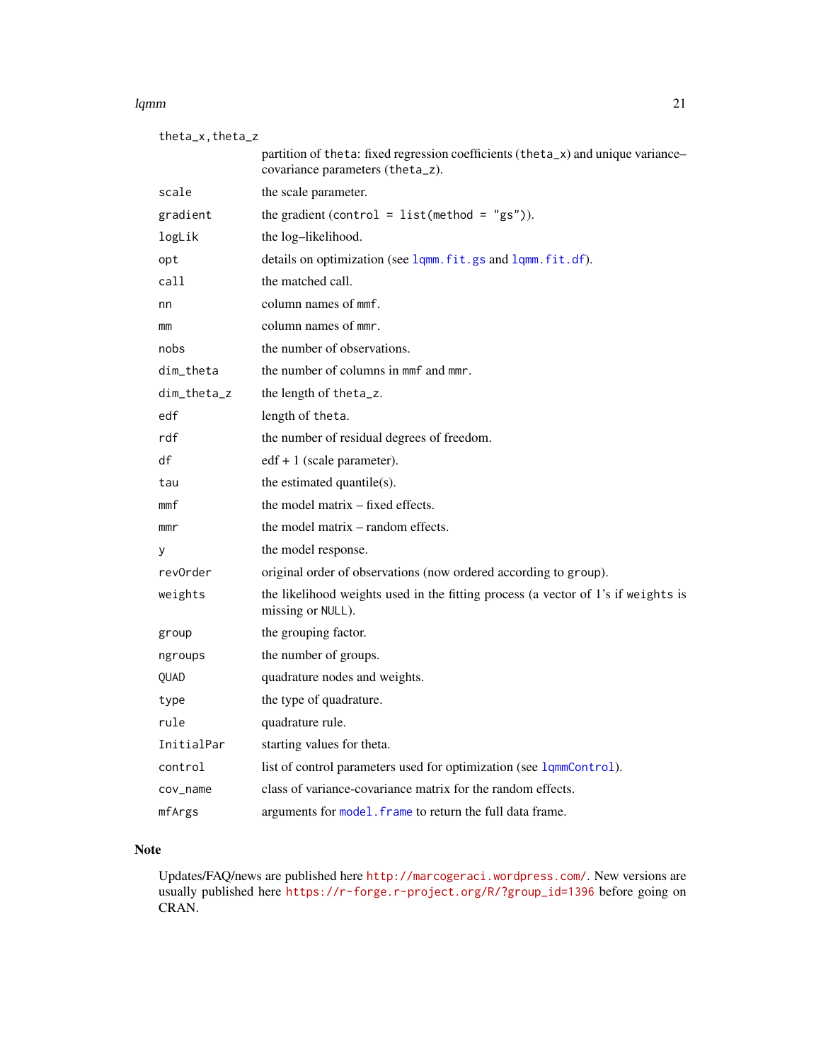| | |
|---|---|
| `theta_x,theta_z` | partition of `theta`: fixed regression coefficients (`theta_x`) and unique variance–covariance parameters (`theta_z`). |
| `scale` | the scale parameter. |
| `gradient` | the gradient (`control = list(method = "gs")`). |
| `logLik` | the log–likelihood. |
| `opt` | details on optimization (see `lqmm.fit.gs` and `lqmm.fit.df`). |
| `call` | the matched call. |
| `nn` | column names of `mmf`. |
| `mm` | column names of `mmr`. |
| `nobs` | the number of observations. |
| `dim_theta` | the number of columns in `mmf` and `mmr`. |
| `dim_theta_z` | the length of `theta_z`. |
| `edf` | length of `theta`. |
| `rdf` | the number of residual degrees of freedom. |
| `df` | edf + 1 (scale parameter). |
| `tau` | the estimated quantile(s). |
| `mmf` | the model matrix – fixed effects. |
| `mmr` | the model matrix – random effects. |
| `y` | the model response. |
| `revOrder` | original order of observations (now ordered according to `group`). |
| `weights` | the likelihood weights used in the fitting process (a vector of 1's if `weights` is missing or `NULL`). |
| `group` | the grouping factor. |
| `ngroups` | the number of groups. |
| `QUAD` | quadrature nodes and weights. |
| `type` | the type of quadrature. |
| `rule` | quadrature rule. |
| `InitialPar` | starting values for theta. |
| `control` | list of control parameters used for optimization (see `lqmmControl`). |
| `cov_name` | class of variance-covariance matrix for the random effects. |
| `mfArgs` | arguments for `model.frame` to return the full data frame. |

## Note

Updates/FAQ/news are published here http://marcogeraci.wordpress.com/. New versions are usually published here https://r-forge.r-project.org/R/?group_id=1396 before going on CRAN.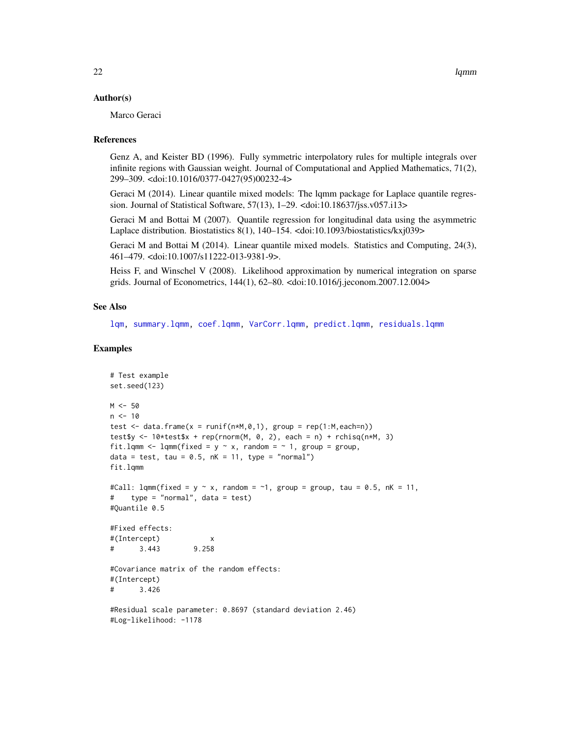## Author(s)

Marco Geraci

## References

Genz A, and Keister BD (1996). Fully symmetric interpolatory rules for multiple integrals over infinite regions with Gaussian weight. Journal of Computational and Applied Mathematics, 71(2), 299–309. <doi:10.1016/0377-0427(95)00232-4>

Geraci M (2014). Linear quantile mixed models: The lqmm package for Laplace quantile regression. Journal of Statistical Software, 57(13), 1–29. <doi:10.18637/jss.v057.i13>

Geraci M and Bottai M (2007). Quantile regression for longitudinal data using the asymmetric Laplace distribution. Biostatistics 8(1), 140–154. <doi:10.1093/biostatistics/kxj039>

Geraci M and Bottai M (2014). Linear quantile mixed models. Statistics and Computing, 24(3), 461–479. <doi:10.1007/s11222-013-9381-9>.

Heiss F, and Winschel V (2008). Likelihood approximation by numerical integration on sparse grids. Journal of Econometrics, 144(1), 62–80. <doi:10.1016/j.jeconom.2007.12.004>

## See Also

lqm, summary.lqmm, coef.lqmm, VarCorr.lqmm, predict.lqmm, residuals.lqmm

## Examples

```
# Test example
set.seed(123)

M <- 50
n <- 10
test <- data.frame(x = runif(n*M,0,1), group = rep(1:M,each=n))
test$y <- 10*test$x + rep(rnorm(M, 0, 2), each = n) + rchisq(n*M, 3)
fit.lqmm <- lqmm(fixed = y ~ x, random = ~ 1, group = group,
data = test, tau = 0.5, nK = 11, type = "normal")
fit.lqmm

#Call: lqmm(fixed = y ~ x, random = ~1, group = group, tau = 0.5, nK = 11,
#    type = "normal", data = test)
#Quantile 0.5

#Fixed effects:
#(Intercept)           x
#      3.443       9.258

#Covariance matrix of the random effects:
#(Intercept)
#      3.426

#Residual scale parameter: 0.8697 (standard deviation 2.46)
#Log-likelihood: -1178
```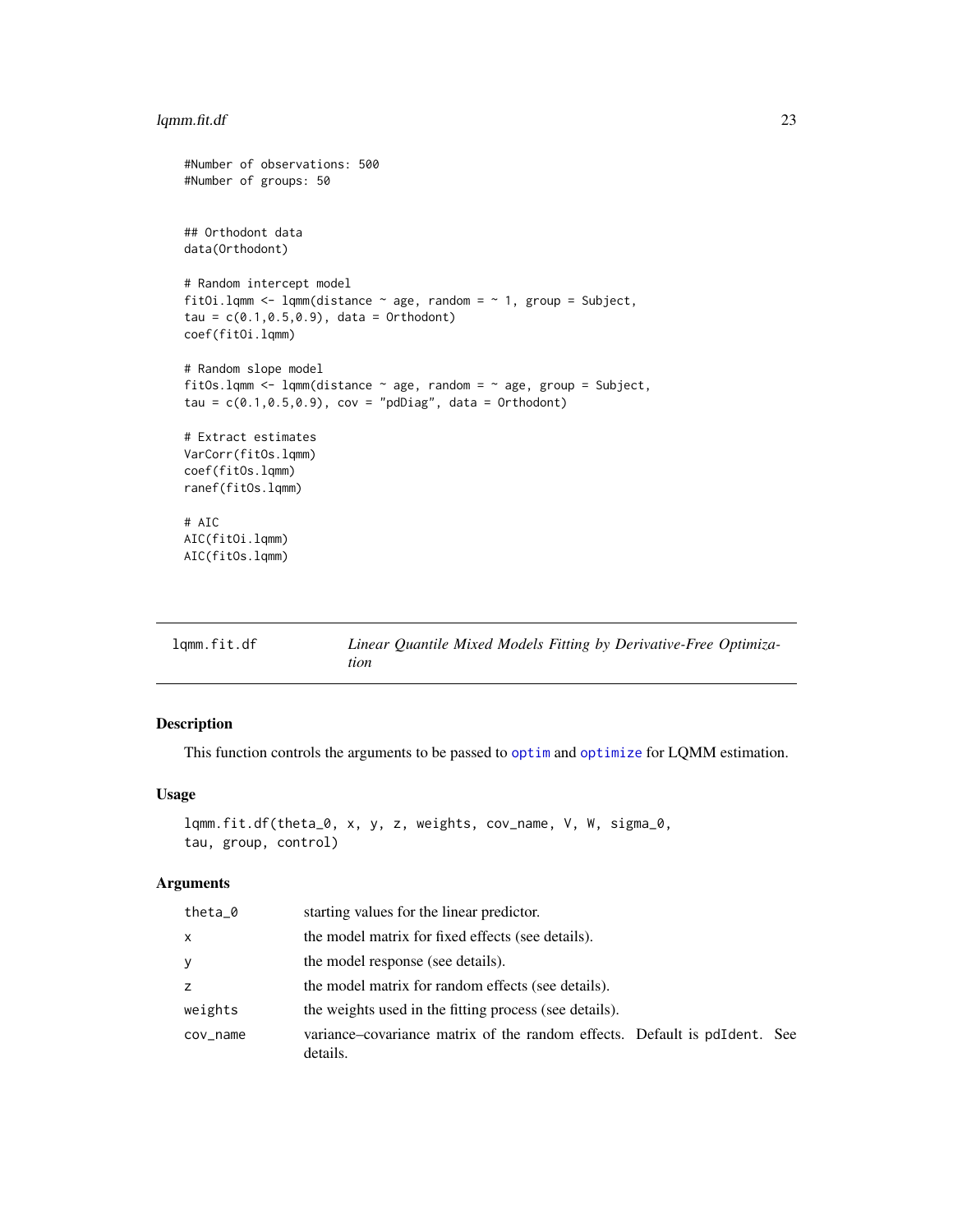```
#Number of observations: 500
#Number of groups: 50


## Orthodont data
data(Orthodont)

# Random intercept model
fitOi.lqmm <- lqmm(distance ~ age, random = ~ 1, group = Subject,
tau = c(0.1,0.5,0.9), data = Orthodont)
coef(fitOi.lqmm)

# Random slope model
fitOs.lqmm <- lqmm(distance ~ age, random = ~ age, group = Subject,
tau = c(0.1,0.5,0.9), cov = "pdDiag", data = Orthodont)

# Extract estimates
VarCorr(fitOs.lqmm)
coef(fitOs.lqmm)
ranef(fitOs.lqmm)

# AIC
AIC(fitOi.lqmm)
AIC(fitOs.lqmm)
```

---

`lqmm.fit.df` *Linear Quantile Mixed Models Fitting by Derivative-Free Optimization*

---

## Description

This function controls the arguments to be passed to `optim` and `optimize` for LQMM estimation.

## Usage

```
lqmm.fit.df(theta_0, x, y, z, weights, cov_name, V, W, sigma_0,
tau, group, control)
```

## Arguments

| | |
|---|---|
| `theta_0` | starting values for the linear predictor. |
| `x` | the model matrix for fixed effects (see details). |
| `y` | the model response (see details). |
| `z` | the model matrix for random effects (see details). |
| `weights` | the weights used in the fitting process (see details). |
| `cov_name` | variance–covariance matrix of the random effects. Default is `pdIdent`. See details. |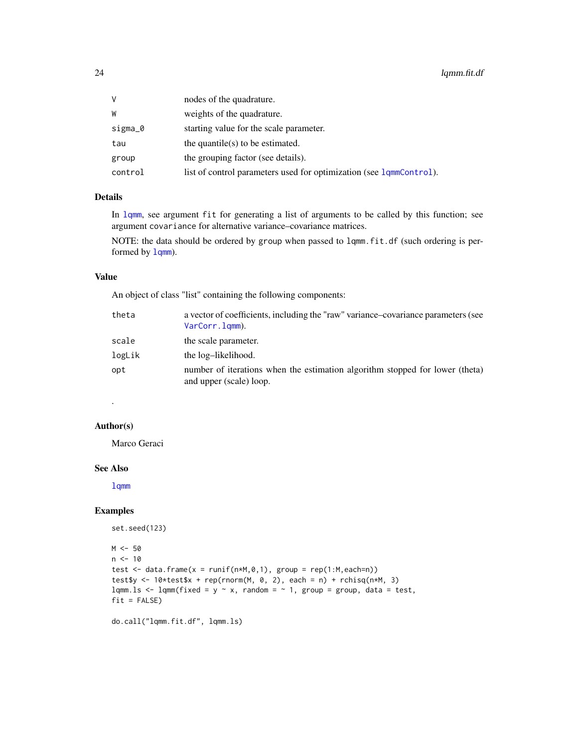| | |
|---|---|
| V | nodes of the quadrature. |
| W | weights of the quadrature. |
| sigma_0 | starting value for the scale parameter. |
| tau | the quantile(s) to be estimated. |
| group | the grouping factor (see details). |
| control | list of control parameters used for optimization (see lqmmControl). |

## Details

In lqmm, see argument fit for generating a list of arguments to be called by this function; see argument covariance for alternative variance–covariance matrices.

NOTE: the data should be ordered by group when passed to lqmm.fit.df (such ordering is performed by lqmm).

## Value

An object of class "list" containing the following components:

| | |
|---|---|
| theta | a vector of coefficients, including the "raw" variance–covariance parameters (see VarCorr.lqmm). |
| scale | the scale parameter. |
| logLik | the log–likelihood. |
| opt | number of iterations when the estimation algorithm stopped for lower (theta) and upper (scale) loop. |

.

## Author(s)

Marco Geraci

## See Also

lqmm

## Examples

```
set.seed(123)

M <- 50
n <- 10
test <- data.frame(x = runif(n*M,0,1), group = rep(1:M,each=n))
test$y <- 10*test$x + rep(rnorm(M, 0, 2), each = n) + rchisq(n*M, 3)
lqmm.ls <- lqmm(fixed = y ~ x, random = ~ 1, group = group, data = test,
fit = FALSE)

do.call("lqmm.fit.df", lqmm.ls)
```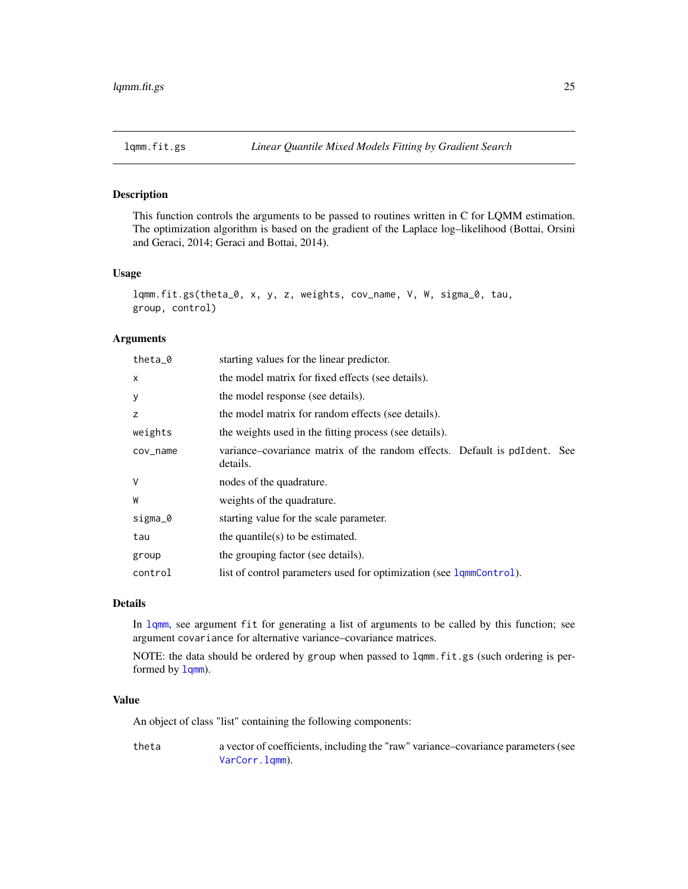## lqmm.fit.gs — *Linear Quantile Mixed Models Fitting by Gradient Search*

### Description

This function controls the arguments to be passed to routines written in C for LQMM estimation. The optimization algorithm is based on the gradient of the Laplace log–likelihood (Bottai, Orsini and Geraci, 2014; Geraci and Bottai, 2014).

### Usage

```
lqmm.fit.gs(theta_0, x, y, z, weights, cov_name, V, W, sigma_0, tau,
group, control)
```

### Arguments

| | |
|---|---|
| `theta_0` | starting values for the linear predictor. |
| `x` | the model matrix for fixed effects (see details). |
| `y` | the model response (see details). |
| `z` | the model matrix for random effects (see details). |
| `weights` | the weights used in the fitting process (see details). |
| `cov_name` | variance–covariance matrix of the random effects. Default is `pdIdent`. See details. |
| `V` | nodes of the quadrature. |
| `W` | weights of the quadrature. |
| `sigma_0` | starting value for the scale parameter. |
| `tau` | the quantile(s) to be estimated. |
| `group` | the grouping factor (see details). |
| `control` | list of control parameters used for optimization (see `lqmmControl`). |

### Details

In `lqmm`, see argument `fit` for generating a list of arguments to be called by this function; see argument `covariance` for alternative variance–covariance matrices.

NOTE: the data should be ordered by `group` when passed to `lqmm.fit.gs` (such ordering is performed by `lqmm`).

### Value

An object of class "list" containing the following components:

| | |
|---|---|
| `theta` | a vector of coefficients, including the "raw" variance–covariance parameters (see `VarCorr.lqmm`). |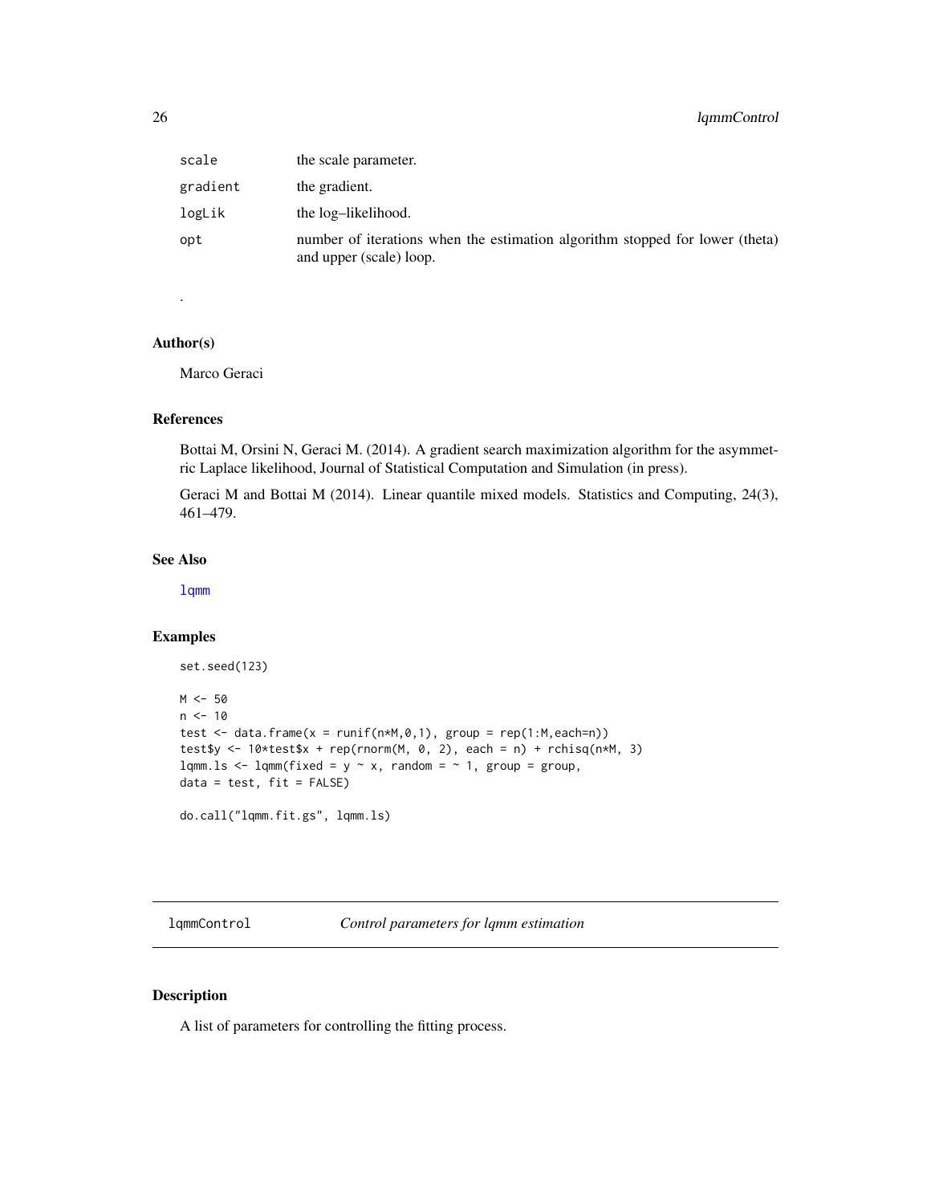| | |
|---|---|
| `scale` | the scale parameter. |
| `gradient` | the gradient. |
| `logLik` | the log–likelihood. |
| `opt` | number of iterations when the estimation algorithm stopped for lower (theta) and upper (scale) loop. |

.

### Author(s)

Marco Geraci

### References

Bottai M, Orsini N, Geraci M. (2014). A gradient search maximization algorithm for the asymmetric Laplace likelihood, Journal of Statistical Computation and Simulation (in press).

Geraci M and Bottai M (2014). Linear quantile mixed models. Statistics and Computing, 24(3), 461–479.

### See Also

lqmm

### Examples

```
set.seed(123)

M <- 50
n <- 10
test <- data.frame(x = runif(n*M,0,1), group = rep(1:M,each=n))
test$y <- 10*test$x + rep(rnorm(M, 0, 2), each = n) + rchisq(n*M, 3)
lqmm.ls <- lqmm(fixed = y ~ x, random = ~ 1, group = group,
data = test, fit = FALSE)

do.call("lqmm.fit.gs", lqmm.ls)
```

---

## lqmmControl — *Control parameters for lqmm estimation*

### Description

A list of parameters for controlling the fitting process.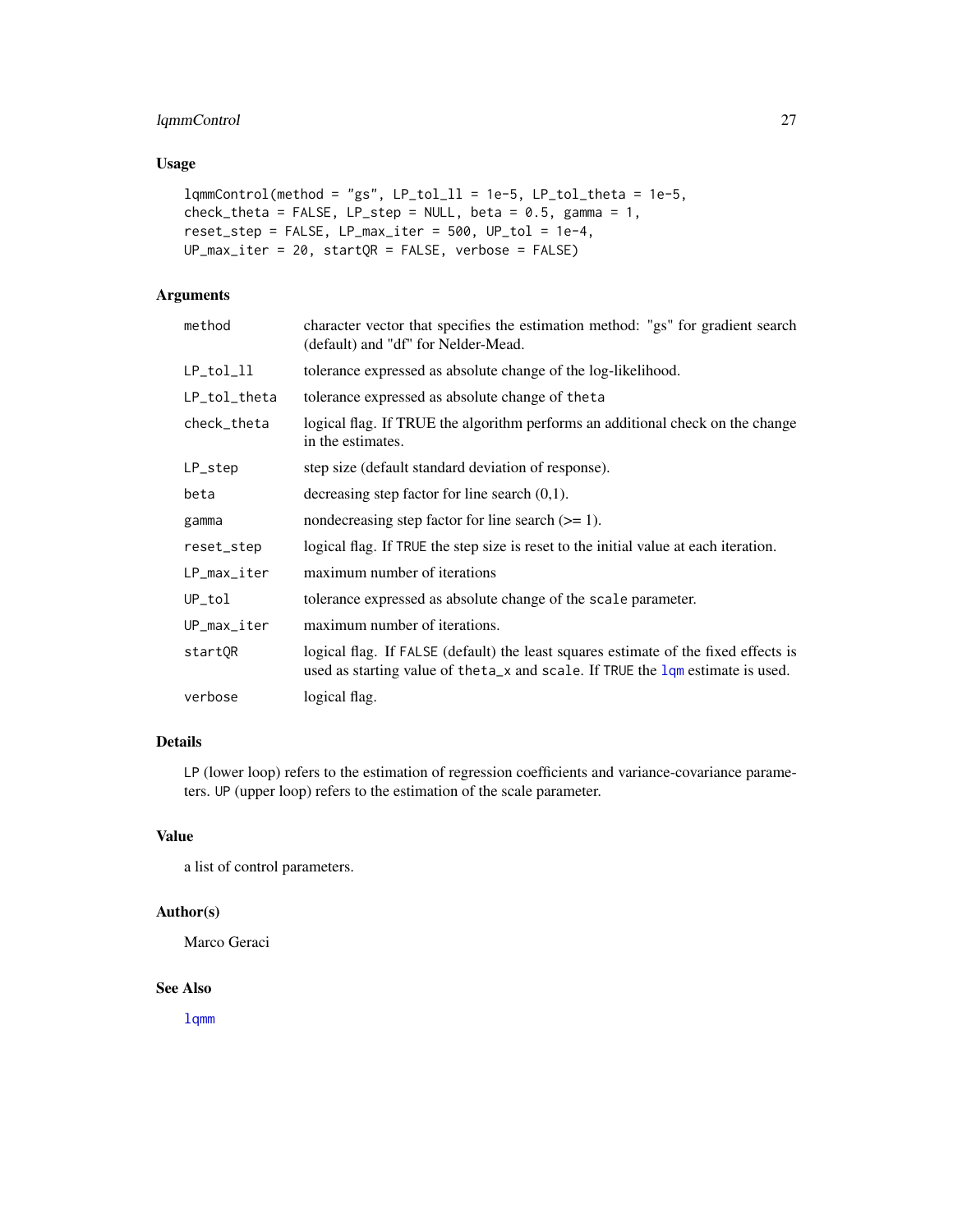## Usage

```
lqmmControl(method = "gs", LP_tol_ll = 1e-5, LP_tol_theta = 1e-5,
check_theta = FALSE, LP_step = NULL, beta = 0.5, gamma = 1,
reset_step = FALSE, LP_max_iter = 500, UP_tol = 1e-4,
UP_max_iter = 20, startQR = FALSE, verbose = FALSE)
```

## Arguments

| | |
|---|---|
| `method` | character vector that specifies the estimation method: "gs" for gradient search (default) and "df" for Nelder-Mead. |
| `LP_tol_ll` | tolerance expressed as absolute change of the log-likelihood. |
| `LP_tol_theta` | tolerance expressed as absolute change of `theta` |
| `check_theta` | logical flag. If TRUE the algorithm performs an additional check on the change in the estimates. |
| `LP_step` | step size (default standard deviation of response). |
| `beta` | decreasing step factor for line search (0,1). |
| `gamma` | nondecreasing step factor for line search (>= 1). |
| `reset_step` | logical flag. If `TRUE` the step size is reset to the initial value at each iteration. |
| `LP_max_iter` | maximum number of iterations |
| `UP_tol` | tolerance expressed as absolute change of the `scale` parameter. |
| `UP_max_iter` | maximum number of iterations. |
| `startQR` | logical flag. If `FALSE` (default) the least squares estimate of the fixed effects is used as starting value of `theta_x` and `scale`. If `TRUE` the `lqm` estimate is used. |
| `verbose` | logical flag. |

## Details

`LP` (lower loop) refers to the estimation of regression coefficients and variance-covariance parameters. `UP` (upper loop) refers to the estimation of the scale parameter.

## Value

a list of control parameters.

## Author(s)

Marco Geraci

## See Also

`lqmm`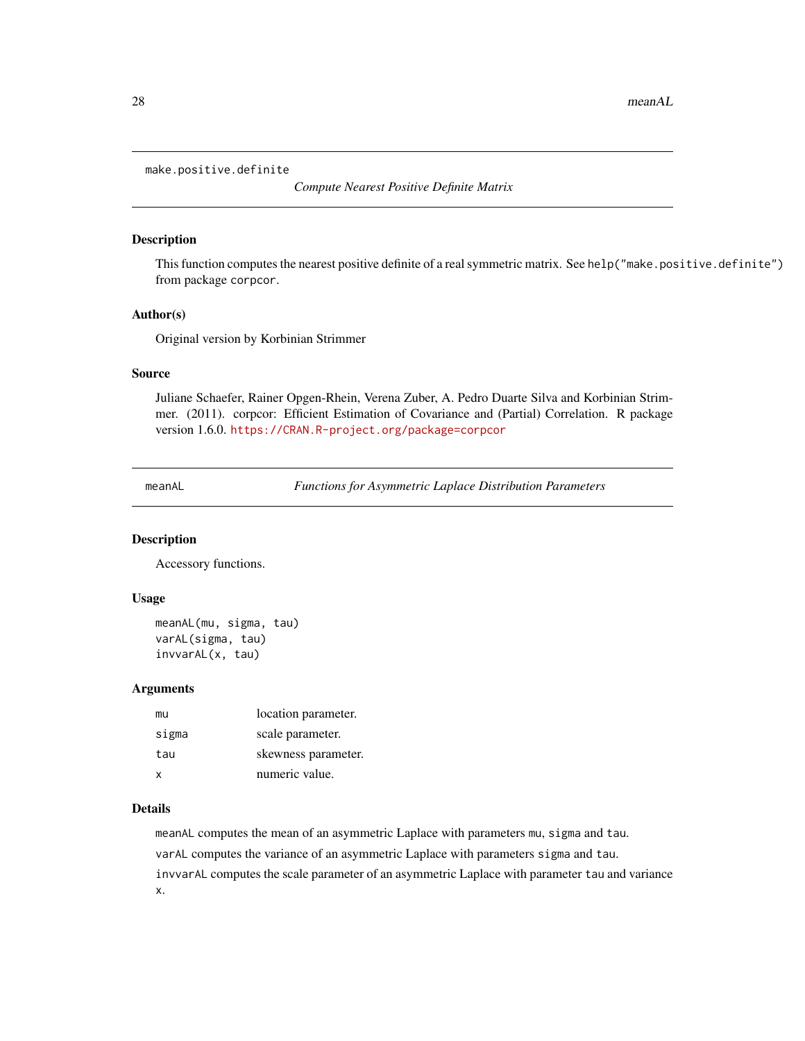## make.positive.definite — *Compute Nearest Positive Definite Matrix*

### Description

This function computes the nearest positive definite of a real symmetric matrix. See `help("make.positive.definite")` from package `corpcor`.

### Author(s)

Original version by Korbinian Strimmer

### Source

Juliane Schaefer, Rainer Opgen-Rhein, Verena Zuber, A. Pedro Duarte Silva and Korbinian Strimmer. (2011). corpcor: Efficient Estimation of Covariance and (Partial) Correlation. R package version 1.6.0. https://CRAN.R-project.org/package=corpcor

## meanAL — *Functions for Asymmetric Laplace Distribution Parameters*

### Description

Accessory functions.

### Usage

```
meanAL(mu, sigma, tau)
varAL(sigma, tau)
invvarAL(x, tau)
```

### Arguments

| | |
|---|---|
| `mu` | location parameter. |
| `sigma` | scale parameter. |
| `tau` | skewness parameter. |
| `x` | numeric value. |

### Details

`meanAL` computes the mean of an asymmetric Laplace with parameters `mu`, `sigma` and `tau`.

`varAL` computes the variance of an asymmetric Laplace with parameters `sigma` and `tau`.

`invvarAL` computes the scale parameter of an asymmetric Laplace with parameter `tau` and variance `x`.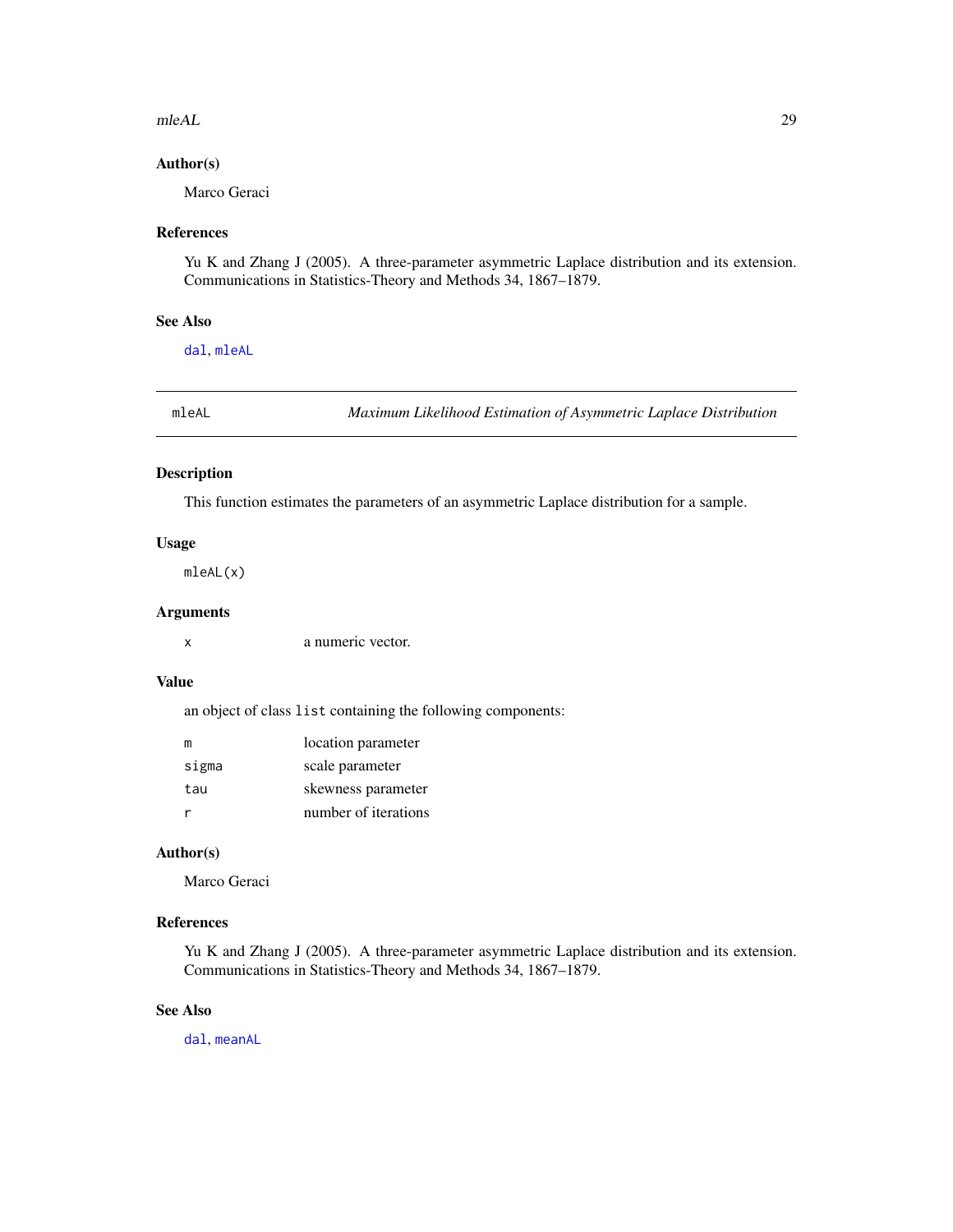### Author(s)

Marco Geraci

### References

Yu K and Zhang J (2005). A three-parameter asymmetric Laplace distribution and its extension. Communications in Statistics-Theory and Methods 34, 1867–1879.

### See Also

`dal`, `mleAL`

---

## mleAL — *Maximum Likelihood Estimation of Asymmetric Laplace Distribution*

### Description

This function estimates the parameters of an asymmetric Laplace distribution for a sample.

### Usage

```
mleAL(x)
```

### Arguments

| | |
|---|---|
| `x` | a numeric vector. |

### Value

an object of class `list` containing the following components:

| | |
|---|---|
| `m` | location parameter |
| `sigma` | scale parameter |
| `tau` | skewness parameter |
| `r` | number of iterations |

### Author(s)

Marco Geraci

### References

Yu K and Zhang J (2005). A three-parameter asymmetric Laplace distribution and its extension. Communications in Statistics-Theory and Methods 34, 1867–1879.

### See Also

`dal`, `meanAL`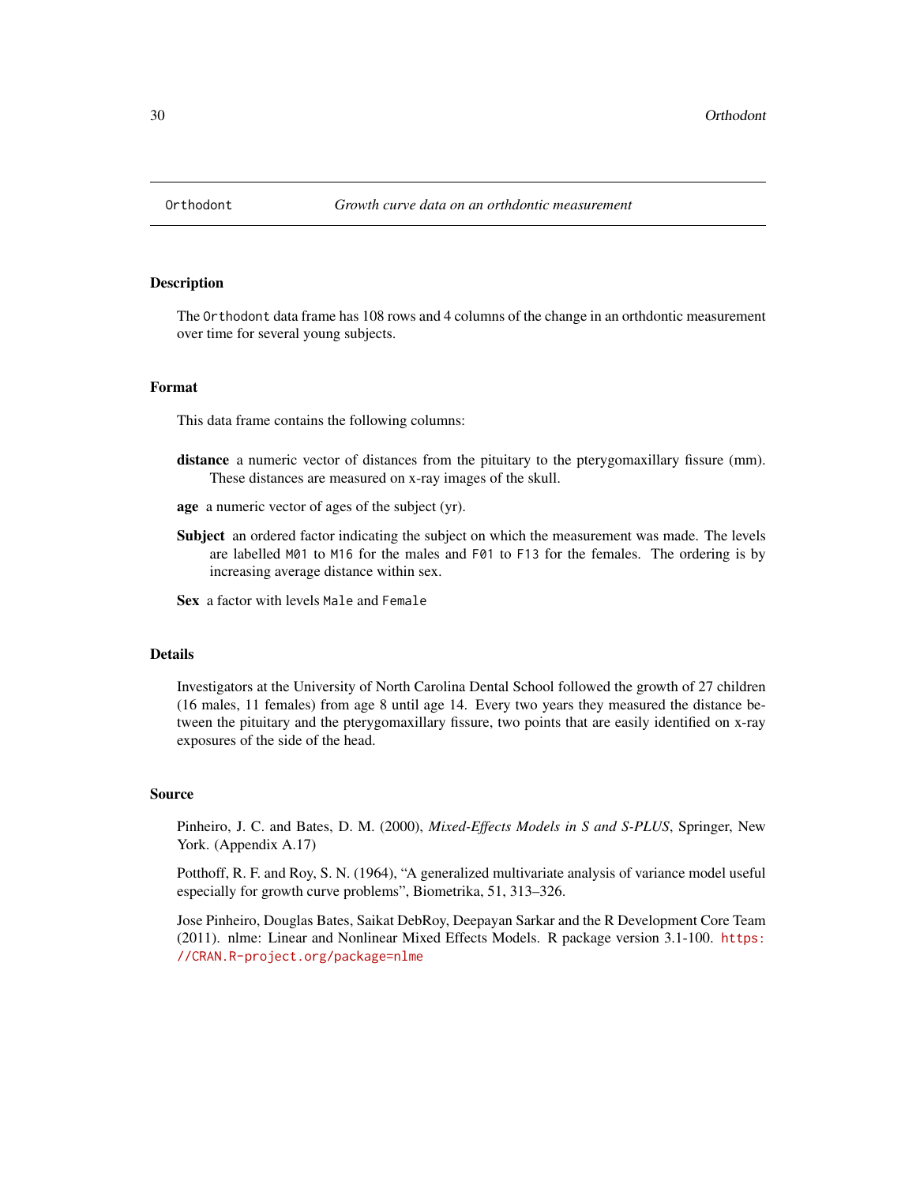## Orthodont — *Growth curve data on an orthdontic measurement*

### Description

The `Orthodont` data frame has 108 rows and 4 columns of the change in an orthdontic measurement over time for several young subjects.

### Format

This data frame contains the following columns:

**distance** a numeric vector of distances from the pituitary to the pterygomaxillary fissure (mm). These distances are measured on x-ray images of the skull.

**age** a numeric vector of ages of the subject (yr).

**Subject** an ordered factor indicating the subject on which the measurement was made. The levels are labelled `M01` to `M16` for the males and `F01` to `F13` for the females. The ordering is by increasing average distance within sex.

**Sex** a factor with levels `Male` and `Female`

### Details

Investigators at the University of North Carolina Dental School followed the growth of 27 children (16 males, 11 females) from age 8 until age 14. Every two years they measured the distance between the pituitary and the pterygomaxillary fissure, two points that are easily identified on x-ray exposures of the side of the head.

### Source

Pinheiro, J. C. and Bates, D. M. (2000), *Mixed-Effects Models in S and S-PLUS*, Springer, New York. (Appendix A.17)

Potthoff, R. F. and Roy, S. N. (1964), "A generalized multivariate analysis of variance model useful especially for growth curve problems", Biometrika, 51, 313–326.

Jose Pinheiro, Douglas Bates, Saikat DebRoy, Deepayan Sarkar and the R Development Core Team (2011). nlme: Linear and Nonlinear Mixed Effects Models. R package version 3.1-100. https://CRAN.R-project.org/package=nlme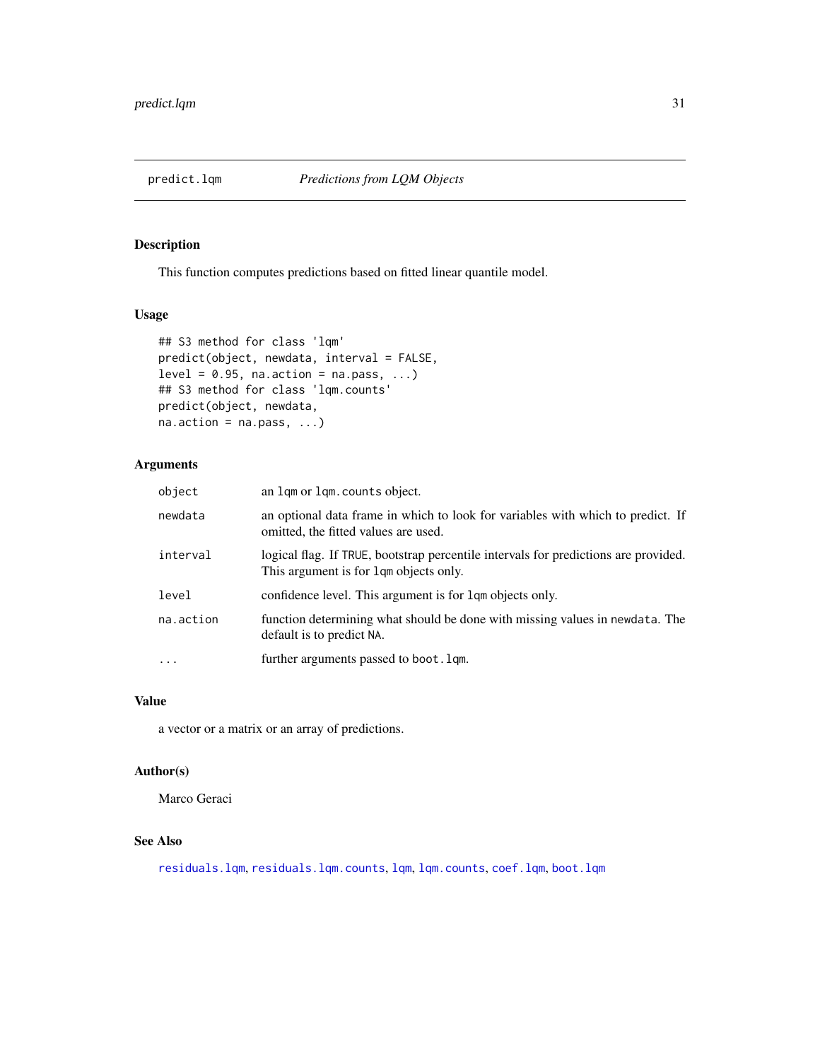# predict.lqm — *Predictions from LQM Objects*

## Description

This function computes predictions based on fitted linear quantile model.

## Usage

```
## S3 method for class 'lqm'
predict(object, newdata, interval = FALSE,
level = 0.95, na.action = na.pass, ...)
## S3 method for class 'lqm.counts'
predict(object, newdata,
na.action = na.pass, ...)
```

## Arguments

| | |
|---|---|
| `object` | an `lqm` or `lqm.counts` object. |
| `newdata` | an optional data frame in which to look for variables with which to predict. If omitted, the fitted values are used. |
| `interval` | logical flag. If `TRUE`, bootstrap percentile intervals for predictions are provided. This argument is for `lqm` objects only. |
| `level` | confidence level. This argument is for `lqm` objects only. |
| `na.action` | function determining what should be done with missing values in `newdata`. The default is to predict `NA`. |
| `...` | further arguments passed to `boot.lqm`. |

## Value

a vector or a matrix or an array of predictions.

## Author(s)

Marco Geraci

## See Also

`residuals.lqm`, `residuals.lqm.counts`, `lqm`, `lqm.counts`, `coef.lqm`, `boot.lqm`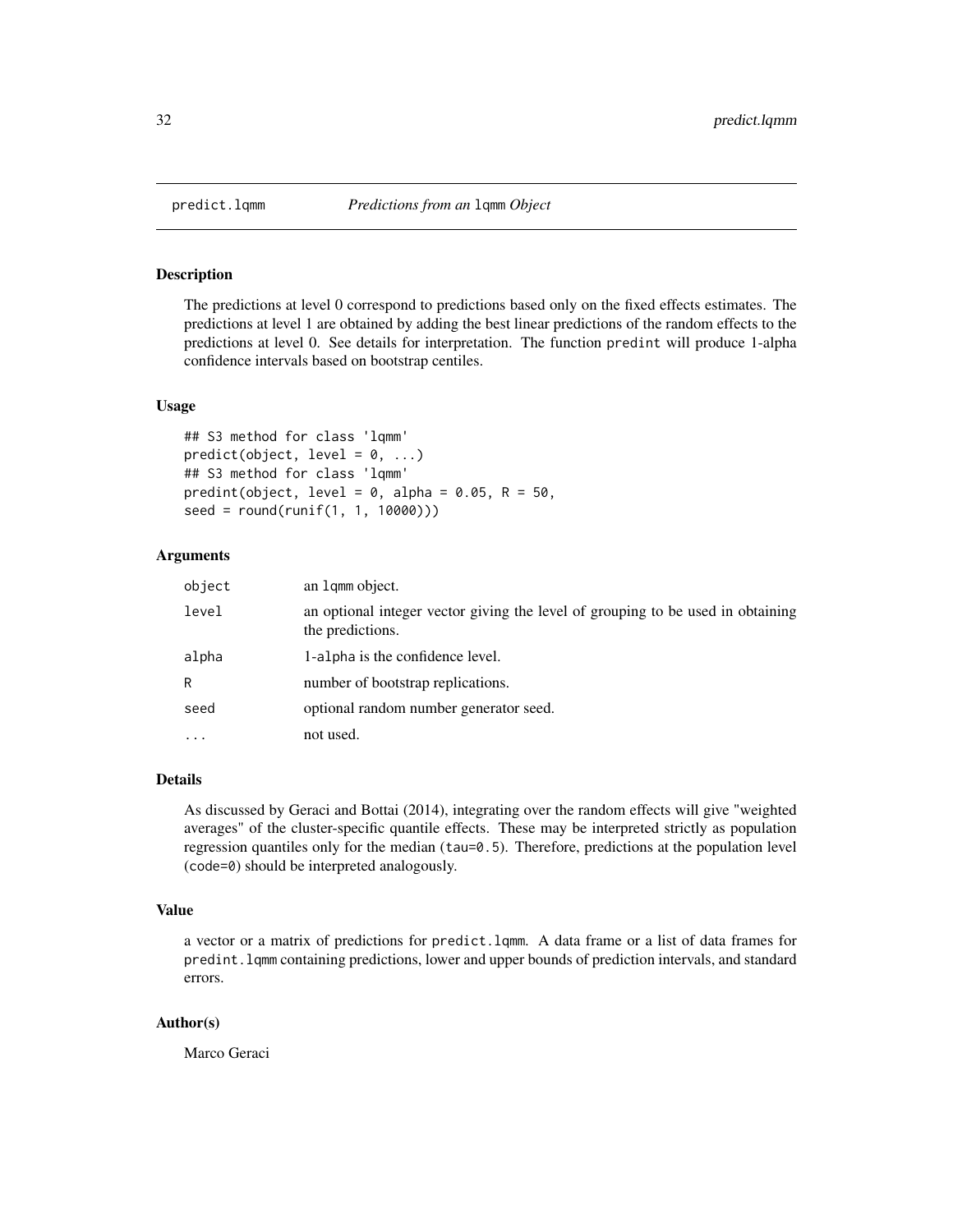predict.lqmm *Predictions from an* lqmm *Object*

### Description

The predictions at level 0 correspond to predictions based only on the fixed effects estimates. The predictions at level 1 are obtained by adding the best linear predictions of the random effects to the predictions at level 0. See details for interpretation. The function predint will produce 1-alpha confidence intervals based on bootstrap centiles.

### Usage

```
## S3 method for class 'lqmm'
predict(object, level = 0, ...)
## S3 method for class 'lqmm'
predint(object, level = 0, alpha = 0.05, R = 50,
seed = round(runif(1, 1, 10000)))
```

### Arguments

| | |
|---|---|
| object | an lqmm object. |
| level | an optional integer vector giving the level of grouping to be used in obtaining the predictions. |
| alpha | 1-alpha is the confidence level. |
| R | number of bootstrap replications. |
| seed | optional random number generator seed. |
| ... | not used. |

### Details

As discussed by Geraci and Bottai (2014), integrating over the random effects will give "weighted averages" of the cluster-specific quantile effects. These may be interpreted strictly as population regression quantiles only for the median (tau=0.5). Therefore, predictions at the population level (code=0) should be interpreted analogously.

### Value

a vector or a matrix of predictions for predict.lqmm. A data frame or a list of data frames for predint.lqmm containing predictions, lower and upper bounds of prediction intervals, and standard errors.

### Author(s)

Marco Geraci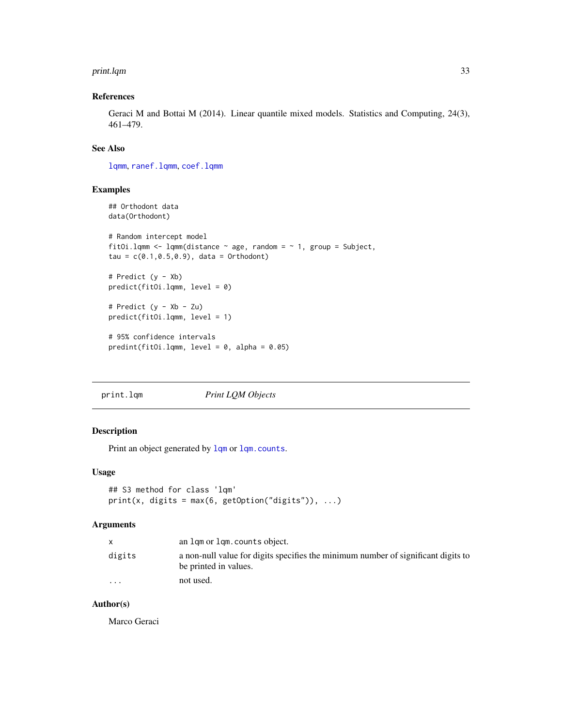### References

Geraci M and Bottai M (2014). Linear quantile mixed models. Statistics and Computing, 24(3), 461–479.

### See Also

lqmm, ranef.lqmm, coef.lqmm

### Examples

```
## Orthodont data
data(Orthodont)

# Random intercept model
fitOi.lqmm <- lqmm(distance ~ age, random = ~ 1, group = Subject,
tau = c(0.1,0.5,0.9), data = Orthodont)

# Predict (y - Xb)
predict(fitOi.lqmm, level = 0)

# Predict (y - Xb - Zu)
predict(fitOi.lqmm, level = 1)

# 95% confidence intervals
predint(fitOi.lqmm, level = 0, alpha = 0.05)
```

---

## print.lqm — *Print LQM Objects*

### Description

Print an object generated by lqm or lqm.counts.

### Usage

```
## S3 method for class 'lqm'
print(x, digits = max(6, getOption("digits")), ...)
```

### Arguments

| | |
|---|---|
| x | an lqm or lqm.counts object. |
| digits | a non-null value for digits specifies the minimum number of significant digits to be printed in values. |
| ... | not used. |

### Author(s)

Marco Geraci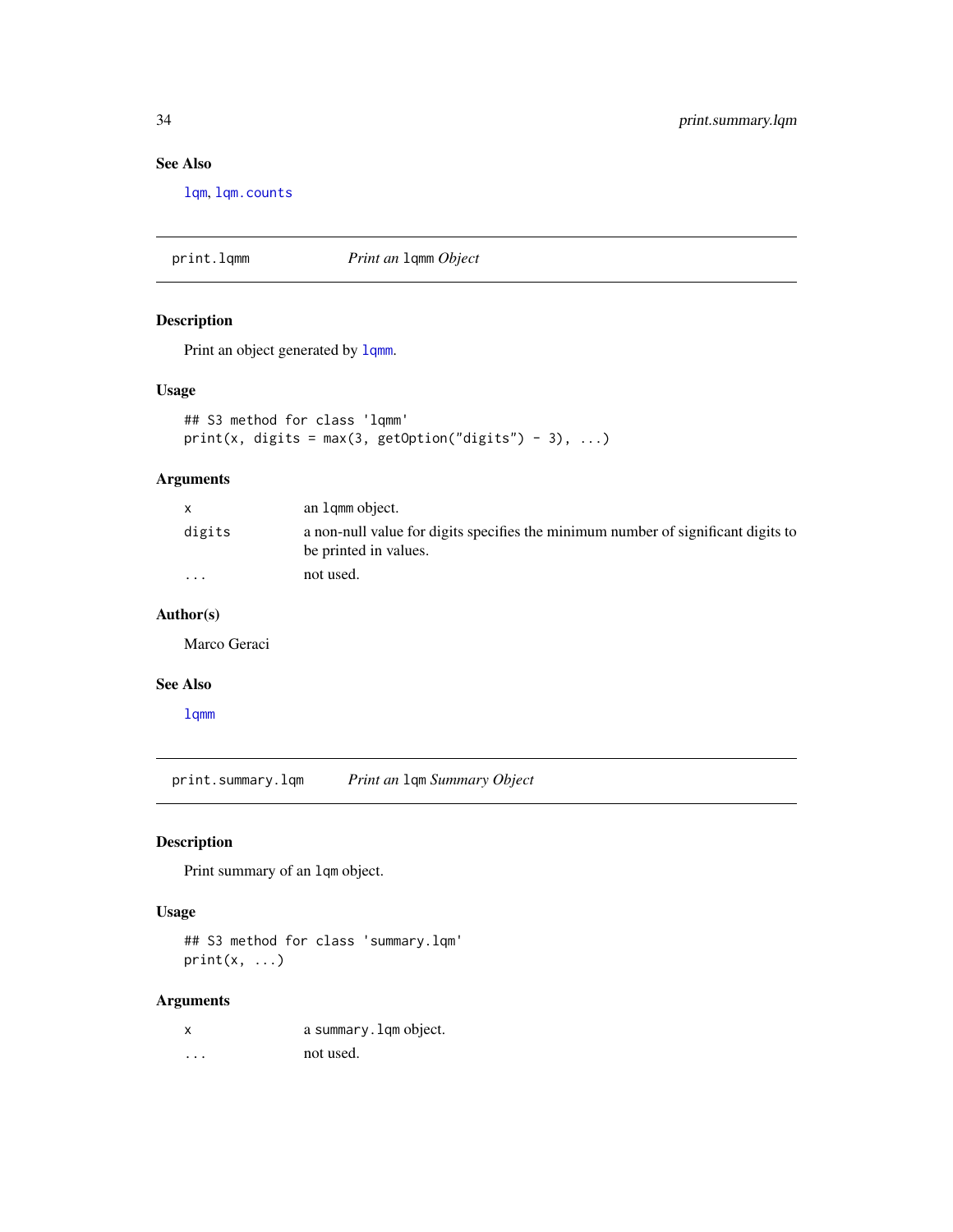### See Also

lqm, lqm.counts

---

## print.lqmm — *Print an* lqmm *Object*

### Description

Print an object generated by lqmm.

### Usage

```
## S3 method for class 'lqmm'
print(x, digits = max(3, getOption("digits") - 3), ...)
```

### Arguments

| | |
|---|---|
| x | an lqmm object. |
| digits | a non-null value for digits specifies the minimum number of significant digits to be printed in values. |
| ... | not used. |

### Author(s)

Marco Geraci

### See Also

lqmm

---

## print.summary.lqm — *Print an* lqm *Summary Object*

### Description

Print summary of an lqm object.

### Usage

```
## S3 method for class 'summary.lqm'
print(x, ...)
```

### Arguments

| | |
|---|---|
| x | a summary.lqm object. |
| ... | not used. |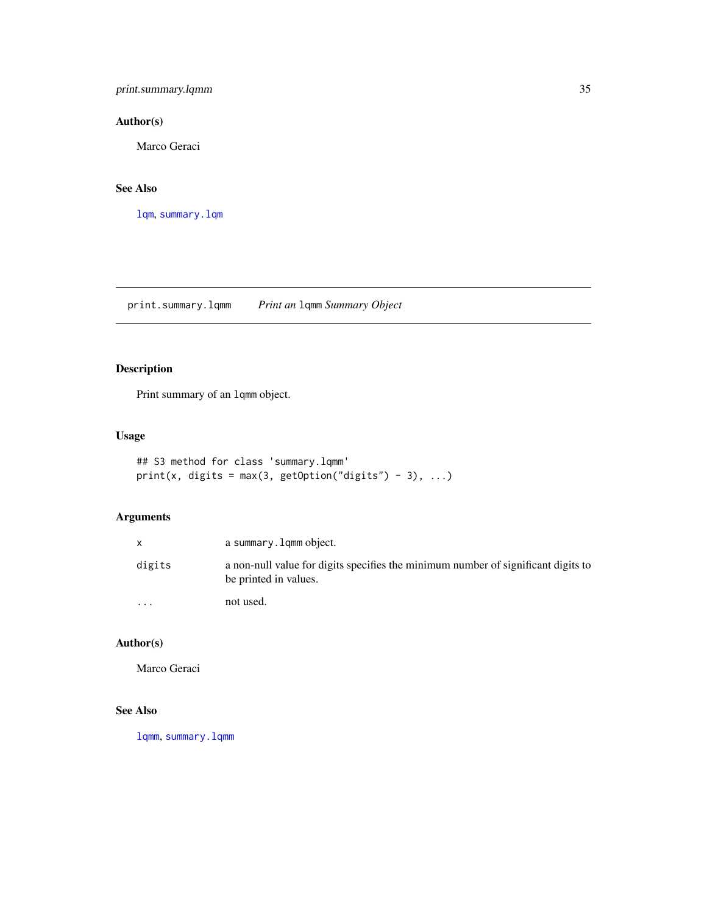## Author(s)

Marco Geraci

## See Also

`lqm`, `summary.lqm`

---

# print.summary.lqmm    *Print an* `lqmm` *Summary Object*

## Description

Print summary of an `lqmm` object.

## Usage

```
## S3 method for class 'summary.lqmm'
print(x, digits = max(3, getOption("digits") - 3), ...)
```

## Arguments

| | |
|---|---|
| `x` | a `summary.lqmm` object. |
| `digits` | a non-null value for digits specifies the minimum number of significant digits to be printed in values. |
| `...` | not used. |

## Author(s)

Marco Geraci

## See Also

`lqmm`, `summary.lqmm`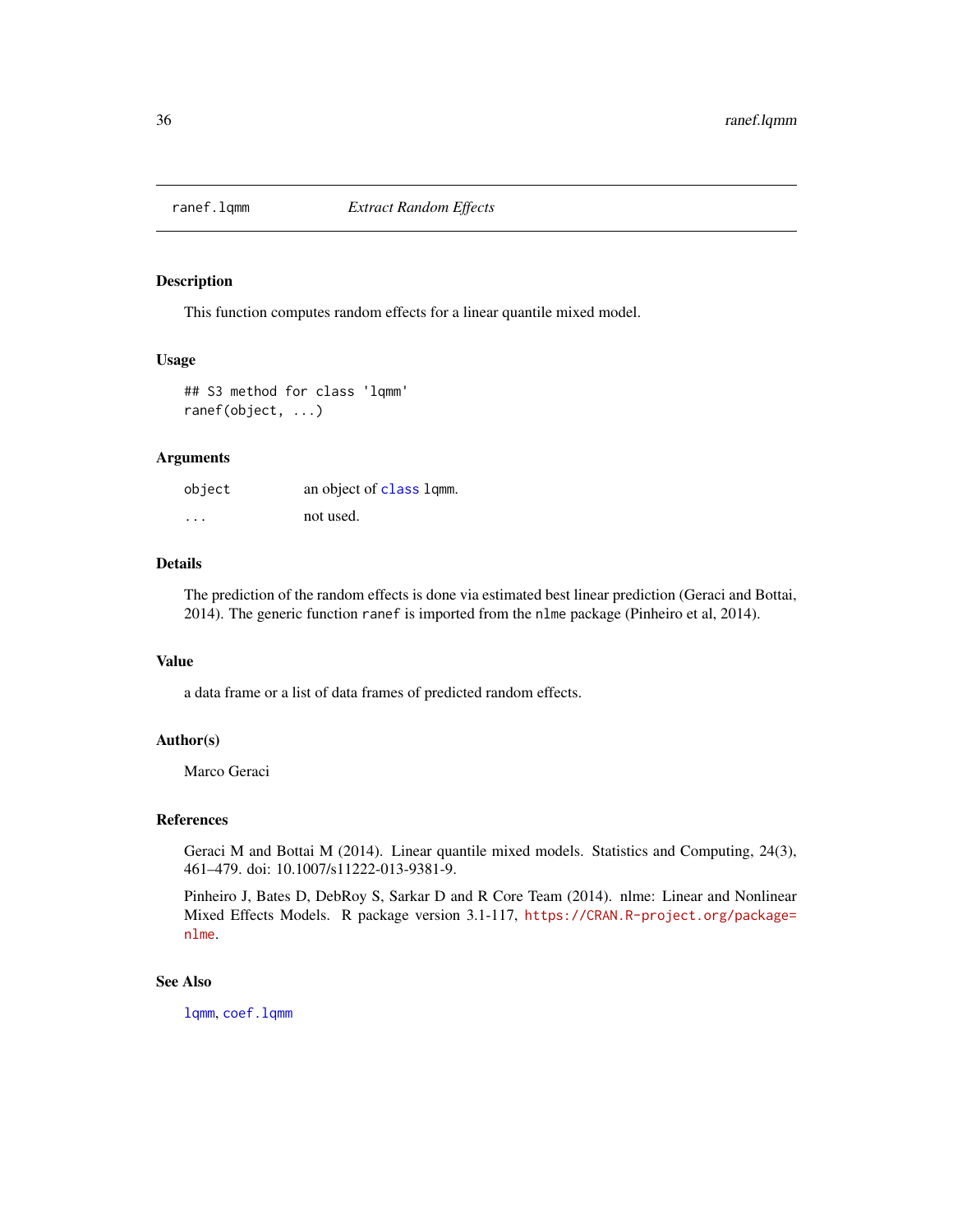## ranef.lqmm — *Extract Random Effects*

### Description

This function computes random effects for a linear quantile mixed model.

### Usage

```
## S3 method for class 'lqmm'
ranef(object, ...)
```

### Arguments

| | |
|---|---|
| `object` | an object of `class` `lqmm`. |
| `...` | not used. |

### Details

The prediction of the random effects is done via estimated best linear prediction (Geraci and Bottai, 2014). The generic function `ranef` is imported from the `nlme` package (Pinheiro et al, 2014).

### Value

a data frame or a list of data frames of predicted random effects.

### Author(s)

Marco Geraci

### References

Geraci M and Bottai M (2014). Linear quantile mixed models. Statistics and Computing, 24(3), 461–479. doi: 10.1007/s11222-013-9381-9.

Pinheiro J, Bates D, DebRoy S, Sarkar D and R Core Team (2014). nlme: Linear and Nonlinear Mixed Effects Models. R package version 3.1-117, https://CRAN.R-project.org/package=nlme.

### See Also

`lqmm`, `coef.lqmm`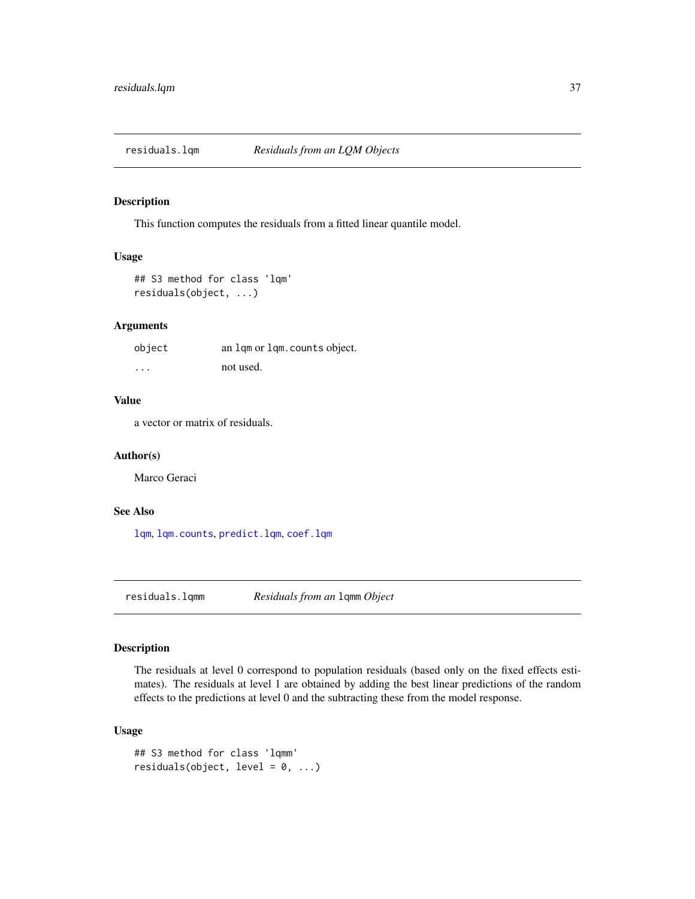## residals.lqm — *Residuals from an LQM Objects*

### Description

This function computes the residuals from a fitted linear quantile model.

### Usage

```
## S3 method for class 'lqm'
residuals(object, ...)
```

### Arguments

| | |
|---|---|
| `object` | an `lqm` or `lqm.counts` object. |
| `...` | not used. |

### Value

a vector or matrix of residuals.

### Author(s)

Marco Geraci

### See Also

`lqm`, `lqm.counts`, `predict.lqm`, `coef.lqm`

## residuals.lqmm — *Residuals from an `lqmm` Object*

### Description

The residuals at level 0 correspond to population residuals (based only on the fixed effects estimates). The residuals at level 1 are obtained by adding the best linear predictions of the random effects to the predictions at level 0 and the subtracting these from the model response.

### Usage

```
## S3 method for class 'lqmm'
residuals(object, level = 0, ...)
```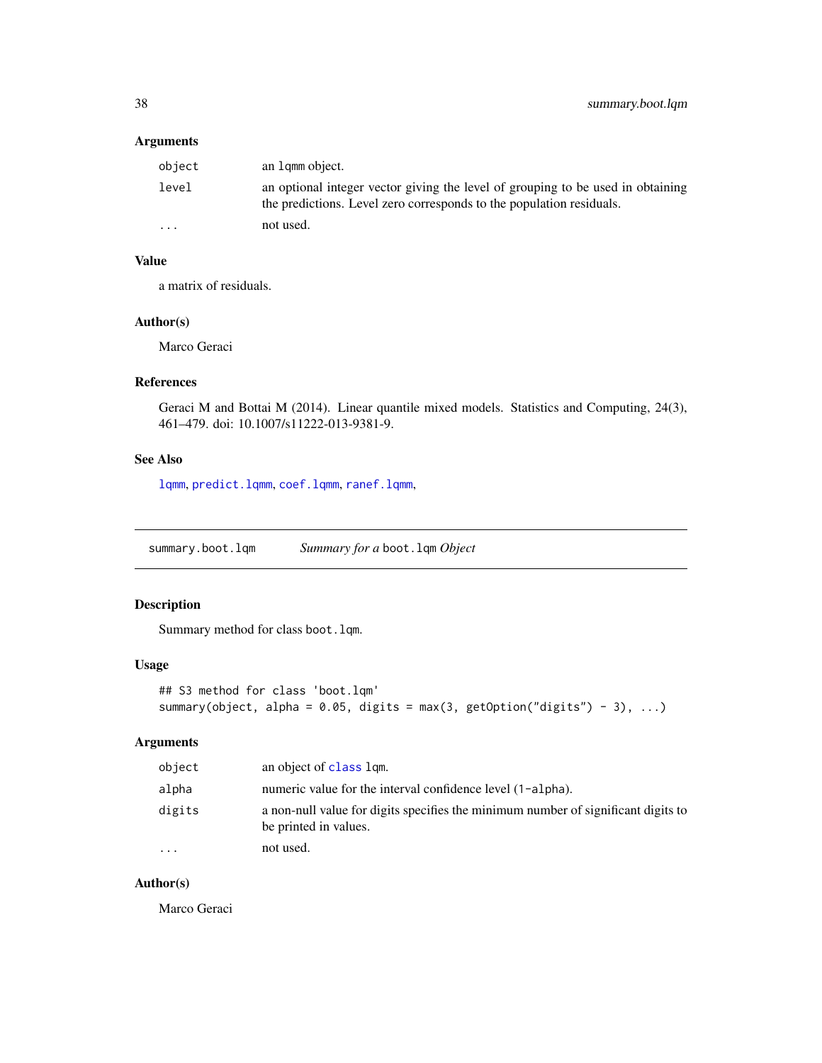### Arguments

| | |
|---|---|
| `object` | an `lqmm` object. |
| `level` | an optional integer vector giving the level of grouping to be used in obtaining the predictions. Level zero corresponds to the population residuals. |
| `...` | not used. |

### Value

a matrix of residuals.

### Author(s)

Marco Geraci

### References

Geraci M and Bottai M (2014). Linear quantile mixed models. Statistics and Computing, 24(3), 461–479. doi: 10.1007/s11222-013-9381-9.

### See Also

`lqmm`, `predict.lqmm`, `coef.lqmm`, `ranef.lqmm`,

---

## summary.boot.lqm — *Summary for a* `boot.lqm` *Object*

### Description

Summary method for class `boot.lqm`.

### Usage

```
## S3 method for class 'boot.lqm'
summary(object, alpha = 0.05, digits = max(3, getOption("digits") - 3), ...)
```

### Arguments

| | |
|---|---|
| `object` | an object of `class` `lqm`. |
| `alpha` | numeric value for the interval confidence level (`1-alpha`). |
| `digits` | a non-null value for digits specifies the minimum number of significant digits to be printed in values. |
| `...` | not used. |

### Author(s)

Marco Geraci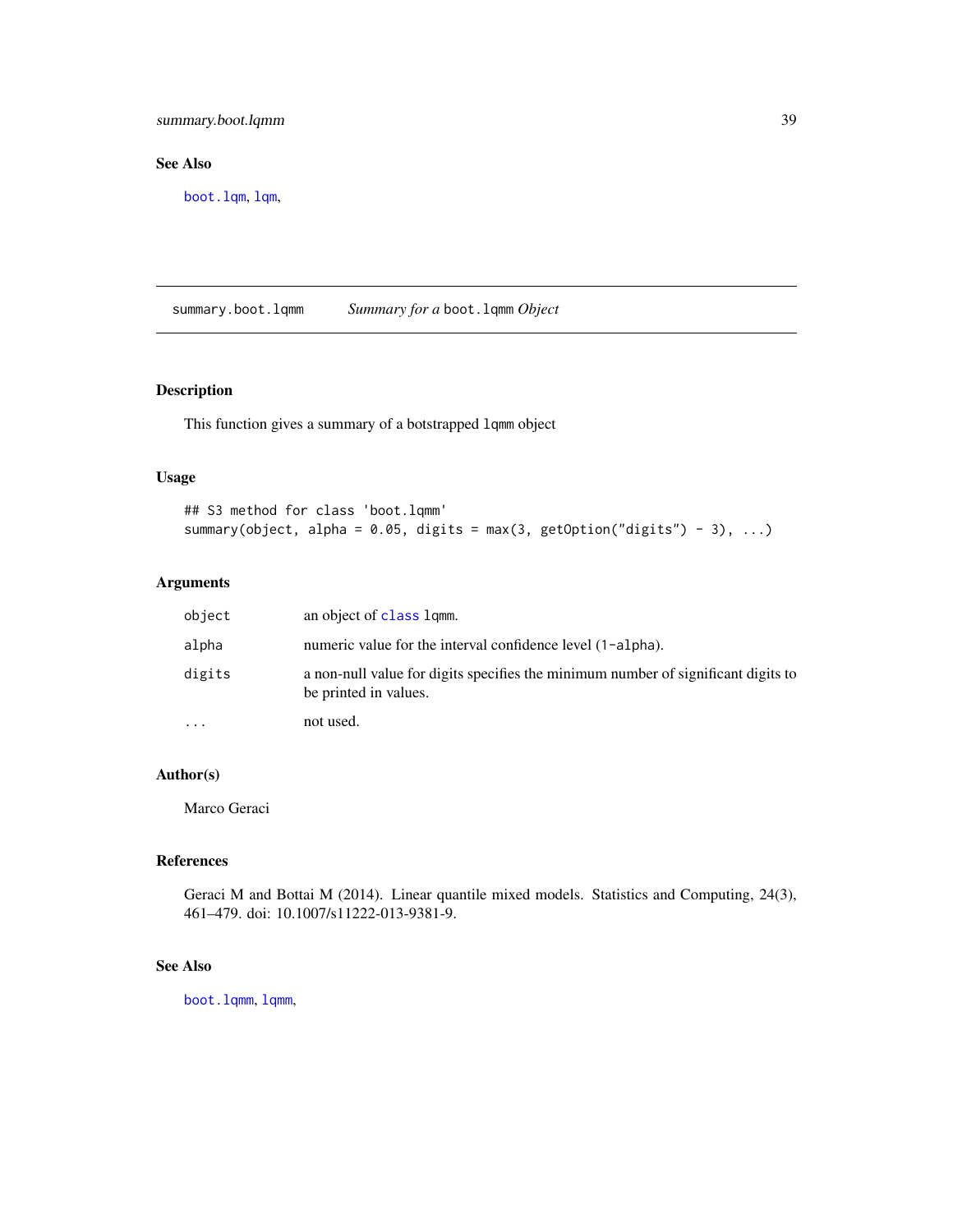## See Also

`boot.lqm`, `lqm`,

---

## summary.boot.lqmm *Summary for a* `boot.lqmm` *Object*

---

### Description

This function gives a summary of a botstrapped `lqmm` object

### Usage

```
## S3 method for class 'boot.lqmm'
summary(object, alpha = 0.05, digits = max(3, getOption("digits") - 3), ...)
```

### Arguments

| | |
|---|---|
| `object` | an object of `class` `lqmm`. |
| `alpha` | numeric value for the interval confidence level (`1-alpha`). |
| `digits` | a non-null value for digits specifies the minimum number of significant digits to be printed in values. |
| `...` | not used. |

### Author(s)

Marco Geraci

### References

Geraci M and Bottai M (2014). Linear quantile mixed models. Statistics and Computing, 24(3), 461–479. doi: 10.1007/s11222-013-9381-9.

### See Also

`boot.lqmm`, `lqmm`,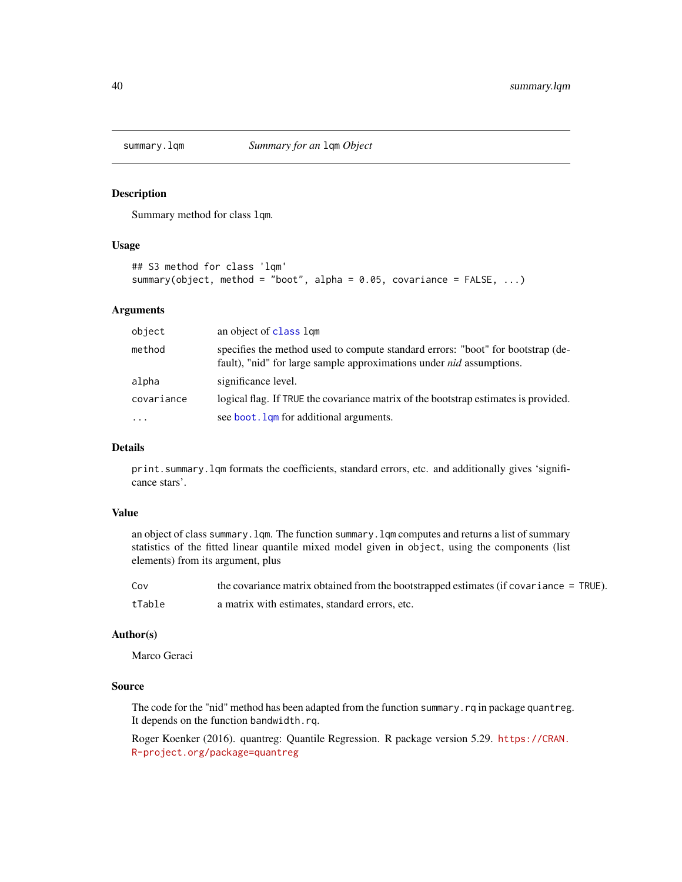## summary.lqm    *Summary for an lqm Object*

### Description

Summary method for class lqm.

### Usage

```
## S3 method for class 'lqm'
summary(object, method = "boot", alpha = 0.05, covariance = FALSE, ...)
```

### Arguments

| | |
|---|---|
| object | an object of class lqm |
| method | specifies the method used to compute standard errors: "boot" for bootstrap (default), "nid" for large sample approximations under *nid* assumptions. |
| alpha | significance level. |
| covariance | logical flag. If TRUE the covariance matrix of the bootstrap estimates is provided. |
| ... | see boot.lqm for additional arguments. |

### Details

print.summary.lqm formats the coefficients, standard errors, etc. and additionally gives 'significance stars'.

### Value

an object of class summary.lqm. The function summary.lqm computes and returns a list of summary statistics of the fitted linear quantile mixed model given in object, using the components (list elements) from its argument, plus

| | |
|---|---|
| Cov | the covariance matrix obtained from the bootstrapped estimates (if covariance = TRUE). |
| tTable | a matrix with estimates, standard errors, etc. |

### Author(s)

Marco Geraci

### Source

The code for the "nid" method has been adapted from the function summary.rq in package quantreg. It depends on the function bandwidth.rq.

Roger Koenker (2016). quantreg: Quantile Regression. R package version 5.29. https://CRAN.R-project.org/package=quantreg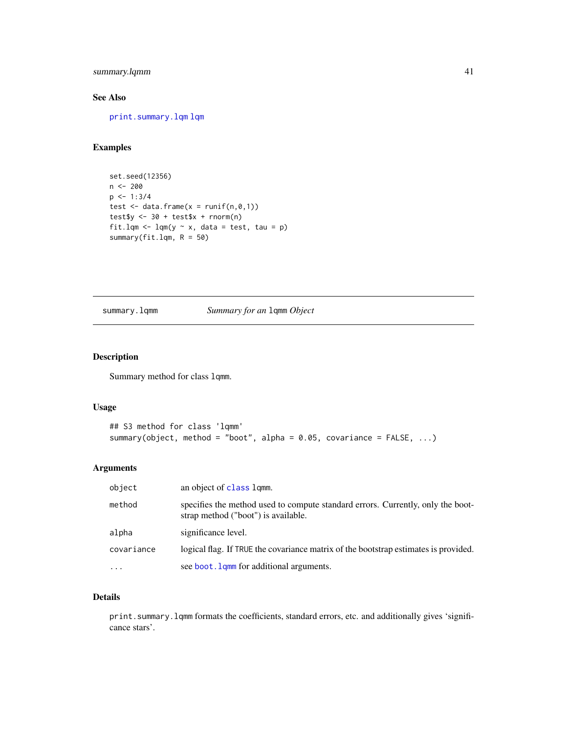## See Also

print.summary.lqm lqm

## Examples

```
set.seed(12356)
n <- 200
p <- 1:3/4
test <- data.frame(x = runif(n,0,1))
test$y <- 30 + test$x + rnorm(n)
fit.lqm <- lqm(y ~ x, data = test, tau = p)
summary(fit.lqm, R = 50)
```

---

# summary.lqmm — *Summary for an* lqmm *Object*

## Description

Summary method for class lqmm.

## Usage

```
## S3 method for class 'lqmm'
summary(object, method = "boot", alpha = 0.05, covariance = FALSE, ...)
```

## Arguments

| | |
|---|---|
| object | an object of class lqmm. |
| method | specifies the method used to compute standard errors. Currently, only the bootstrap method ("boot") is available. |
| alpha | significance level. |
| covariance | logical flag. If TRUE the covariance matrix of the bootstrap estimates is provided. |
| ... | see boot.lqmm for additional arguments. |

## Details

print.summary.lqmm formats the coefficients, standard errors, etc. and additionally gives 'significance stars'.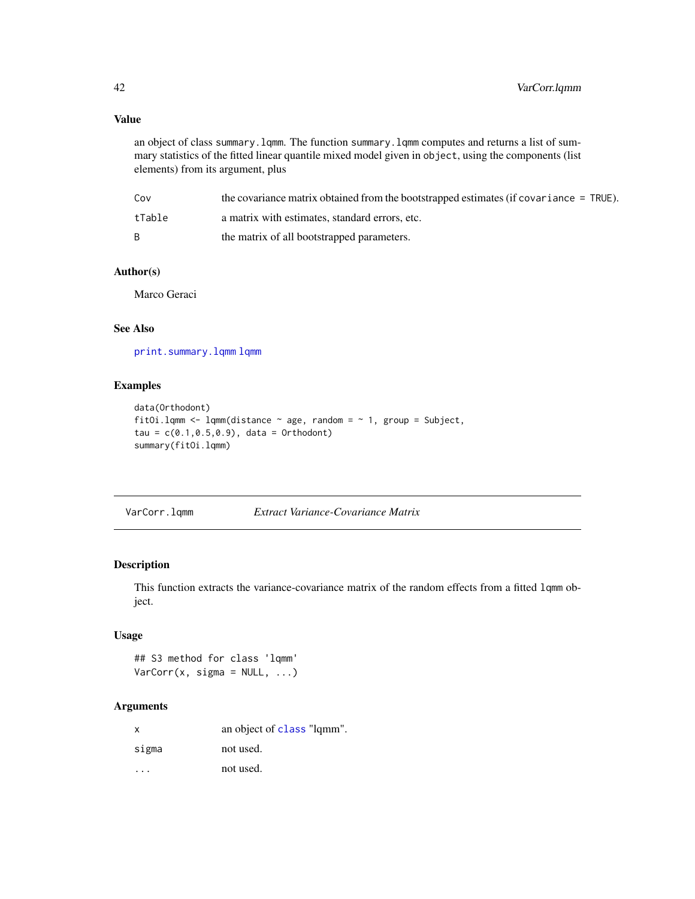### Value

an object of class `summary.lqmm`. The function `summary.lqmm` computes and returns a list of summary statistics of the fitted linear quantile mixed model given in `object`, using the components (list elements) from its argument, plus

| | |
|---|---|
| Cov | the covariance matrix obtained from the bootstrapped estimates (if `covariance = TRUE`). |
| tTable | a matrix with estimates, standard errors, etc. |
| B | the matrix of all bootstrapped parameters. |

### Author(s)

Marco Geraci

### See Also

`print.summary.lqmm` `lqmm`

### Examples

```
data(Orthodont)
fitOi.lqmm <- lqmm(distance ~ age, random = ~ 1, group = Subject,
tau = c(0.1,0.5,0.9), data = Orthodont)
summary(fitOi.lqmm)
```

---

## VarCorr.lqmm — *Extract Variance-Covariance Matrix*

---

### Description

This function extracts the variance-covariance matrix of the random effects from a fitted `lqmm` object.

### Usage

```
## S3 method for class 'lqmm'
VarCorr(x, sigma = NULL, ...)
```

### Arguments

| | |
|---|---|
| x | an object of `class` "lqmm". |
| sigma | not used. |
| ... | not used. |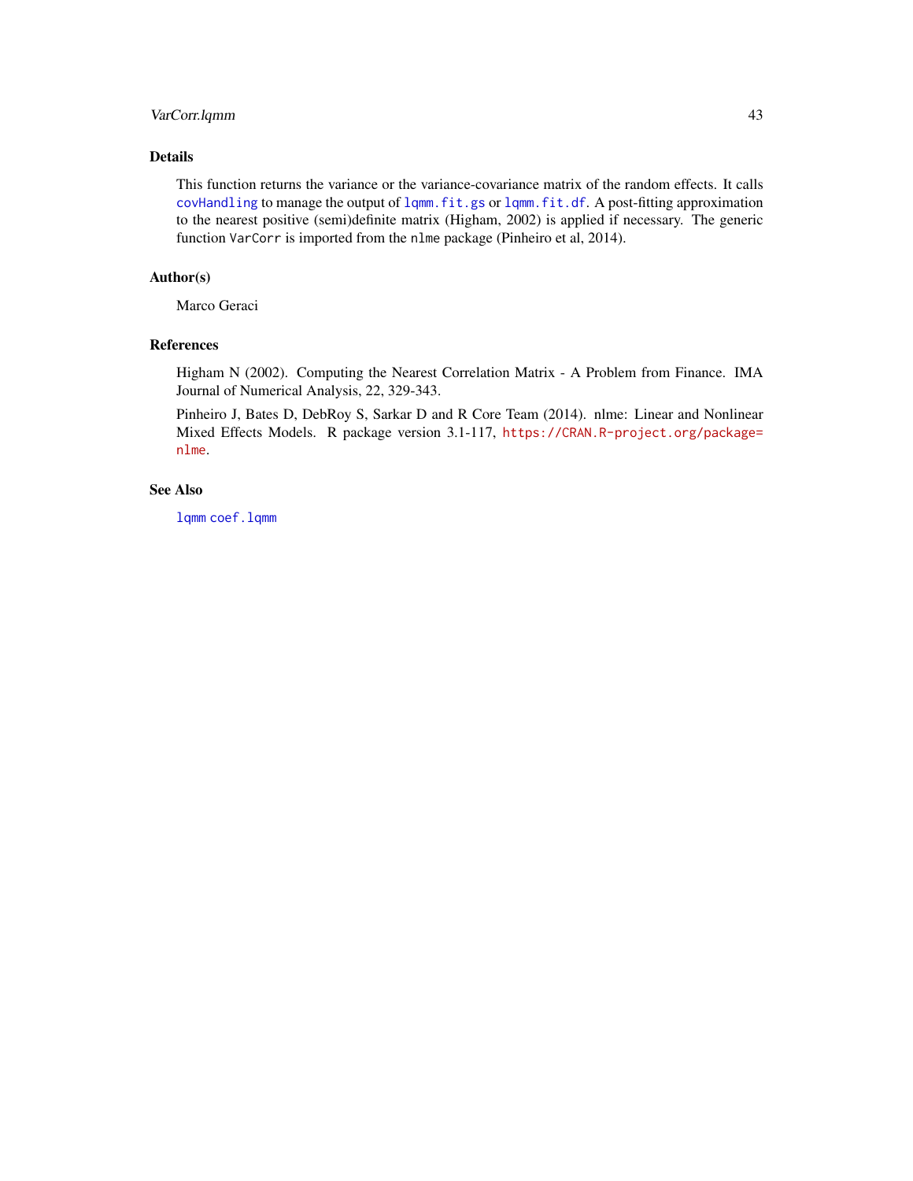## Details

This function returns the variance or the variance-covariance matrix of the random effects. It calls `covHandling` to manage the output of `lqmm.fit.gs` or `lqmm.fit.df`. A post-fitting approximation to the nearest positive (semi)definite matrix (Higham, 2002) is applied if necessary. The generic function `VarCorr` is imported from the `nlme` package (Pinheiro et al, 2014).

## Author(s)

Marco Geraci

## References

Higham N (2002). Computing the Nearest Correlation Matrix - A Problem from Finance. IMA Journal of Numerical Analysis, 22, 329-343.

Pinheiro J, Bates D, DebRoy S, Sarkar D and R Core Team (2014). nlme: Linear and Nonlinear Mixed Effects Models. R package version 3.1-117, https://CRAN.R-project.org/package=nlme.

## See Also

`lqmm` `coef.lqmm`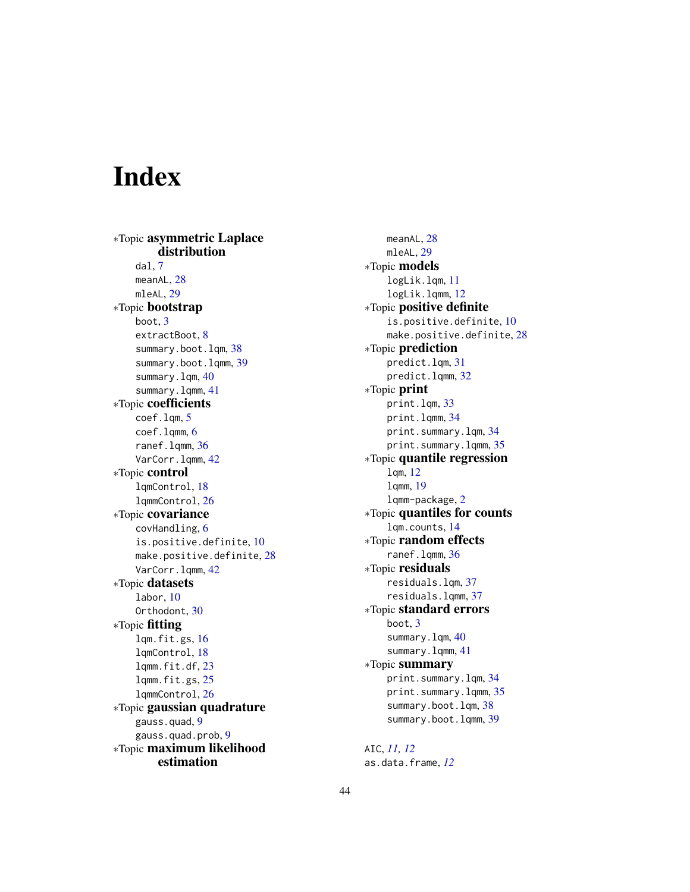# Index

∗Topic **asymmetric Laplace distribution**
- dal, 7
- meanAL, 28
- mleAL, 29

∗Topic **bootstrap**
- boot, 3
- extractBoot, 8
- summary.boot.lqm, 38
- summary.boot.lqmm, 39
- summary.lqm, 40
- summary.lqmm, 41

∗Topic **coefficients**
- coef.lqm, 5
- coef.lqmm, 6
- ranef.lqmm, 36
- VarCorr.lqmm, 42

∗Topic **control**
- lqmControl, 18
- lqmmControl, 26

∗Topic **covariance**
- covHandling, 6
- is.positive.definite, 10
- make.positive.definite, 28
- VarCorr.lqmm, 42

∗Topic **datasets**
- labor, 10
- Orthodont, 30

∗Topic **fitting**
- lqm.fit.gs, 16
- lqmControl, 18
- lqmm.fit.df, 23
- lqmm.fit.gs, 25
- lqmmControl, 26

∗Topic **gaussian quadrature**
- gauss.quad, 9
- gauss.quad.prob, 9

∗Topic **maximum likelihood estimation**
- meanAL, 28
- mleAL, 29

∗Topic **models**
- logLik.lqm, 11
- logLik.lqmm, 12

∗Topic **positive definite**
- is.positive.definite, 10
- make.positive.definite, 28

∗Topic **prediction**
- predict.lqm, 31
- predict.lqmm, 32

∗Topic **print**
- print.lqm, 33
- print.lqmm, 34
- print.summary.lqm, 34
- print.summary.lqmm, 35

∗Topic **quantile regression**
- lqm, 12
- lqmm, 19
- lqmm-package, 2

∗Topic **quantiles for counts**
- lqm.counts, 14

∗Topic **random effects**
- ranef.lqmm, 36

∗Topic **residuals**
- residuals.lqm, 37
- residuals.lqmm, 37

∗Topic **standard errors**
- boot, 3
- summary.lqm, 40
- summary.lqmm, 41

∗Topic **summary**
- print.summary.lqm, 34
- print.summary.lqmm, 35
- summary.boot.lqm, 38
- summary.boot.lqmm, 39

AIC, *11, 12*
as.data.frame, *12*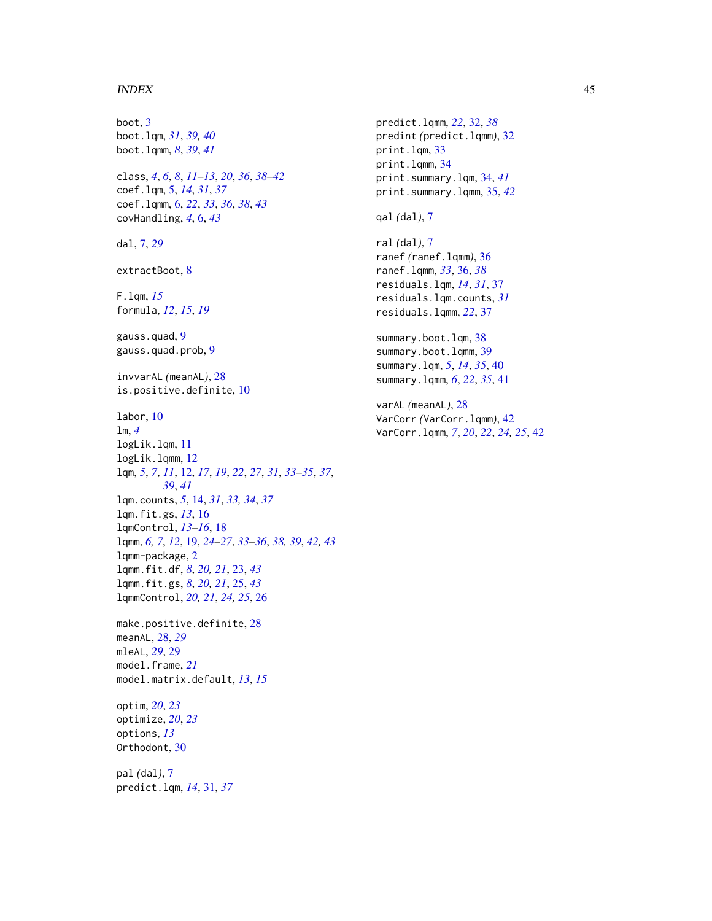boot, 3
boot.lqm, *31*, *39, 40*
boot.lqmm, *8*, *39*, *41*

class, *4*, *6*, *8*, *11–13*, *20*, *36*, *38–42*
coef.lqm, 5, *14*, *31*, *37*
coef.lqmm, 6, *22*, *33*, *36*, *38*, *43*
covHandling, *4*, 6, *43*

dal, 7, *29*

extractBoot, 8

F.lqm, *15*
formula, *12*, *15*, *19*

gauss.quad, 9
gauss.quad.prob, 9

invvarAL *(meanAL)*, 28
is.positive.definite, 10

labor, 10
lm, *4*
logLik.lqm, 11
logLik.lqmm, 12
lqm, *5*, *7*, *11*, 12, *17*, *19*, *22*, *27*, *31*, *33–35*, *37*, *39*, *41*
lqm.counts, *5*, 14, *31*, *33, 34*, *37*
lqm.fit.gs, *13*, 16
lqmControl, *13–16*, 18
lqmm, *6, 7*, *12*, 19, *24–27*, *33–36*, *38, 39*, *42, 43*
lqmm-package, 2
lqmm.fit.df, *8*, *20, 21*, 23, *43*
lqmm.fit.gs, *8*, *20, 21*, 25, *43*
lqmmControl, *20, 21*, *24, 25*, 26

make.positive.definite, 28
meanAL, 28, *29*
mleAL, *29*, 29
model.frame, *21*
model.matrix.default, *13*, *15*

optim, *20*, *23*
optimize, *20*, *23*
options, *13*
Orthodont, 30

pal *(dal)*, 7
predict.lqm, *14*, 31, *37*
predict.lqmm, *22*, 32, *38*
predint *(predict.lqmm)*, 32
print.lqm, 33
print.lqmm, 34
print.summary.lqm, 34, *41*
print.summary.lqmm, 35, *42*

qal *(dal)*, 7

ral *(dal)*, 7
ranef *(ranef.lqmm)*, 36
ranef.lqmm, *33*, 36, *38*
residuals.lqm, *14*, *31*, 37
residuals.lqm.counts, *31*
residuals.lqmm, *22*, 37

summary.boot.lqm, 38
summary.boot.lqmm, 39
summary.lqm, *5*, *14*, *35*, 40
summary.lqmm, *6*, *22*, *35*, 41

varAL *(meanAL)*, 28
VarCorr *(VarCorr.lqmm)*, 42
VarCorr.lqmm, *7*, *20*, *22*, *24, 25*, 42